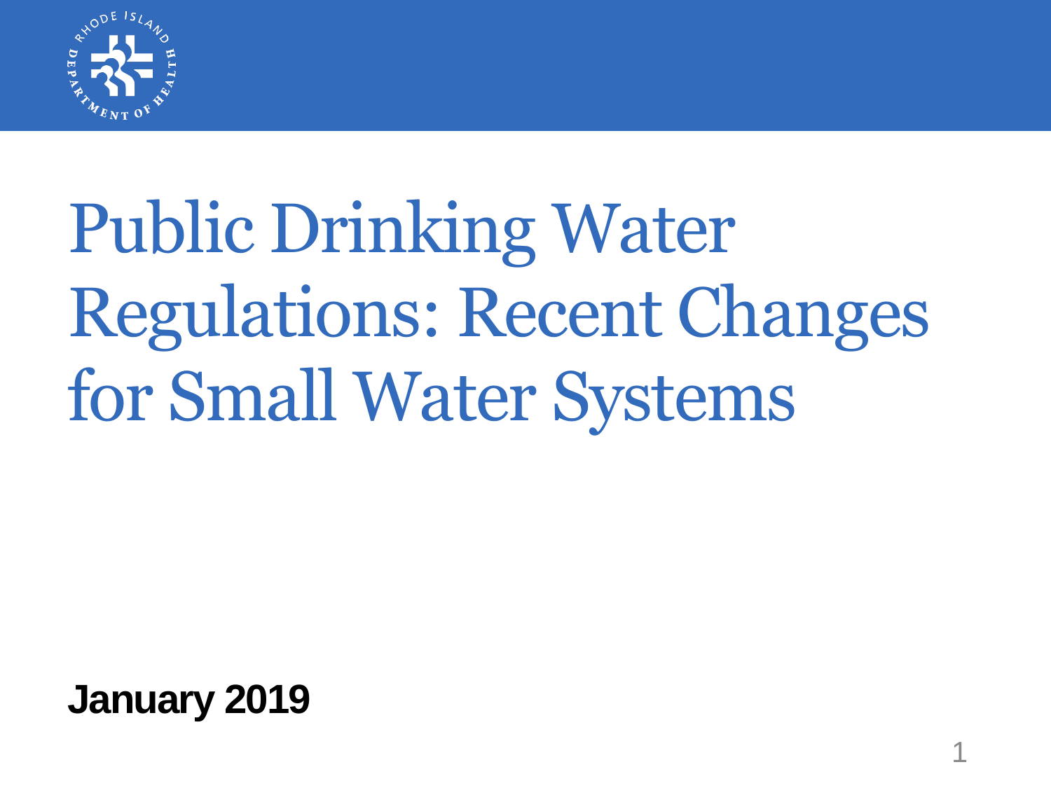# Public Drinking Water Regulations: Recent Changes for Small Water Systems

**January 2019**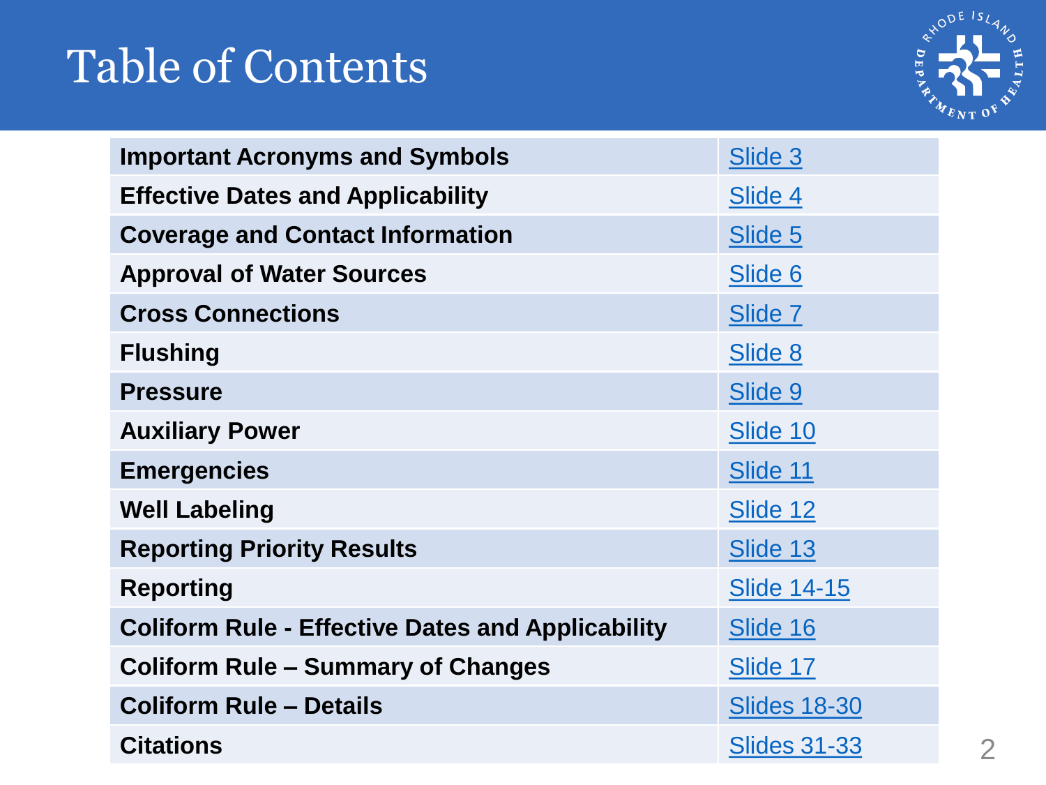# Table of Contents

| | |
|---|---|
| **Important Acronyms and Symbols** | Slide 3 |
| **Effective Dates and Applicability** | Slide 4 |
| **Coverage and Contact Information** | Slide 5 |
| **Approval of Water Sources** | Slide 6 |
| **Cross Connections** | Slide 7 |
| **Flushing** | Slide 8 |
| **Pressure** | Slide 9 |
| **Auxiliary Power** | Slide 10 |
| **Emergencies** | Slide 11 |
| **Well Labeling** | Slide 12 |
| **Reporting Priority Results** | Slide 13 |
| **Reporting** | Slide 14-15 |
| **Coliform Rule - Effective Dates and Applicability** | Slide 16 |
| **Coliform Rule – Summary of Changes** | Slide 17 |
| **Coliform Rule – Details** | Slides 18-30 |
| **Citations** | Slides 31-33 |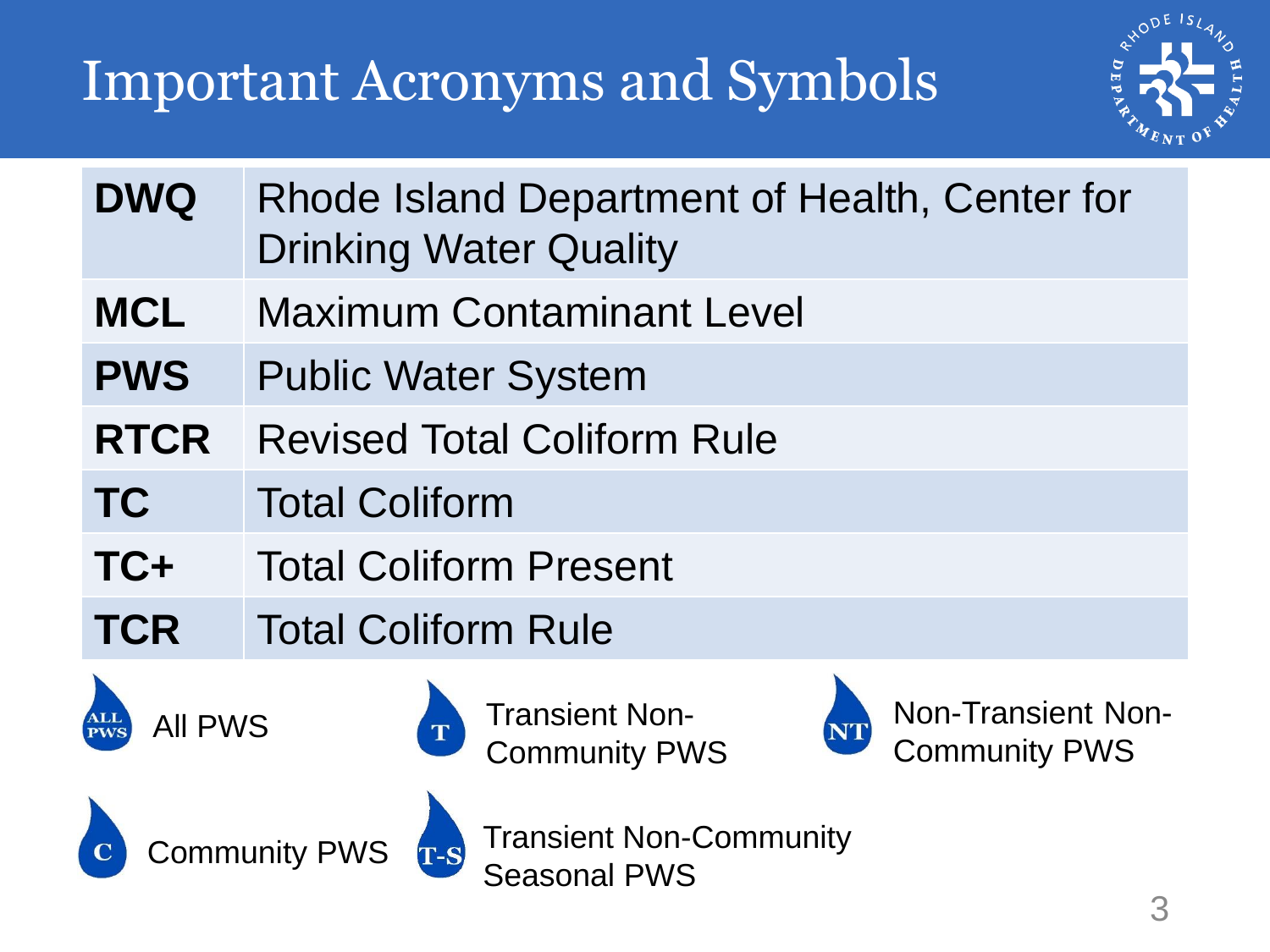# Important Acronyms and Symbols

| | |
|---|---|
| **DWQ** | Rhode Island Department of Health, Center for Drinking Water Quality |
| **MCL** | Maximum Contaminant Level |
| **PWS** | Public Water System |
| **RTCR** | Revised Total Coliform Rule |
| **TC** | Total Coliform |
| **TC+** | Total Coliform Present |
| **TCR** | Total Coliform Rule |

- ALL PWS — All PWS
- T — Transient Non-Community PWS
- NT — Non-Transient Non-Community PWS
- C — Community PWS
- T-S — Transient Non-Community Seasonal PWS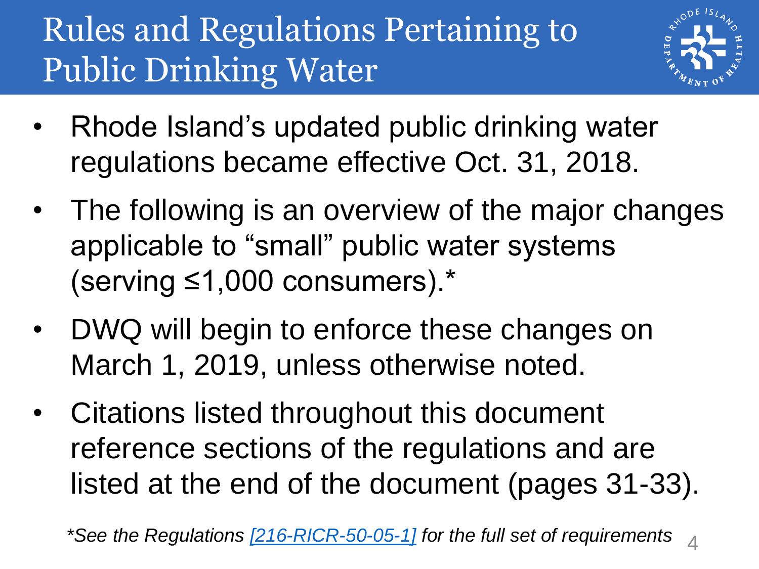# Rules and Regulations Pertaining to Public Drinking Water

- Rhode Island's updated public drinking water regulations became effective Oct. 31, 2018.
- The following is an overview of the major changes applicable to "small" public water systems (serving ≤1,000 consumers).*
- DWQ will begin to enforce these changes on March 1, 2019, unless otherwise noted.
- Citations listed throughout this document reference sections of the regulations and are listed at the end of the document (pages 31-33).

**Footnote:** *See the Regulations [216-RICR-50-05-1] for the full set of requirements*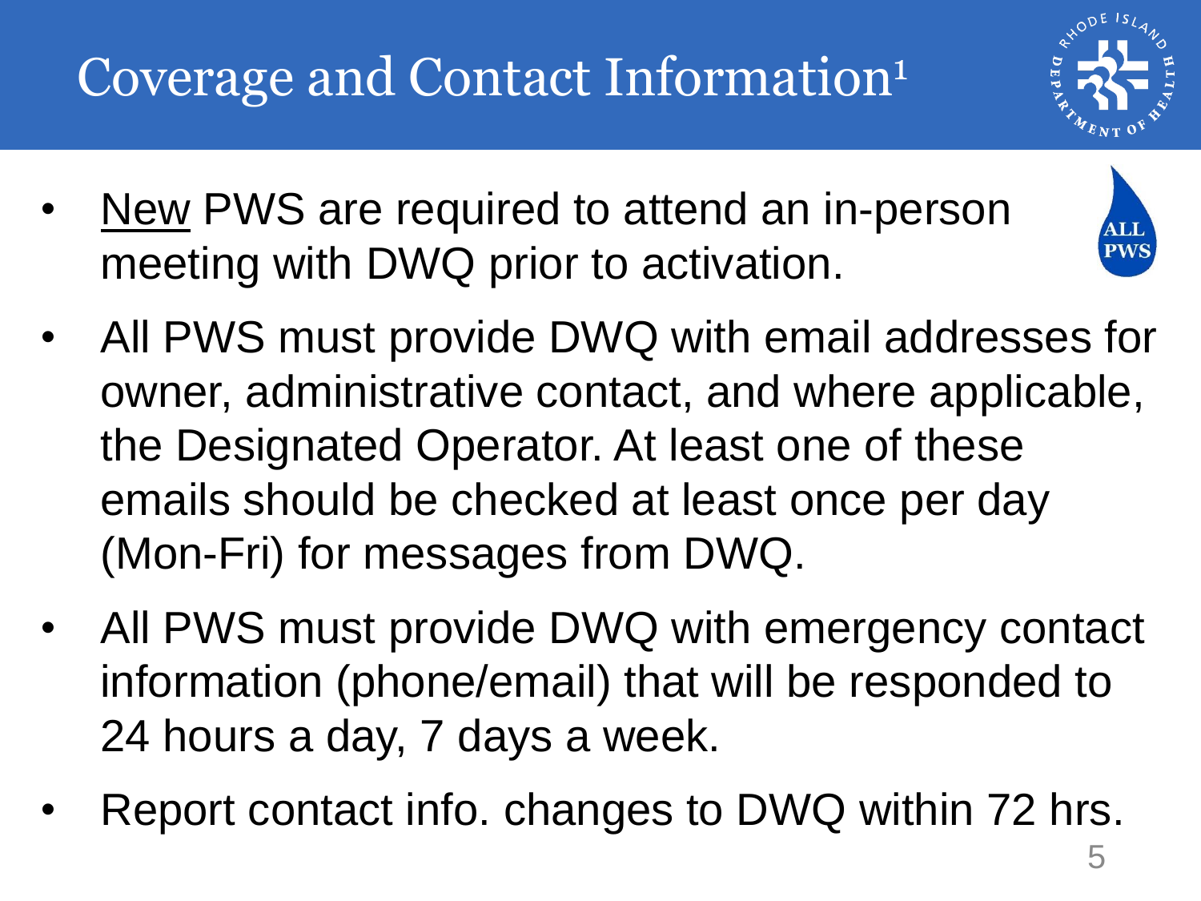# Coverage and Contact Information[1]

ALL PWS

- New PWS are required to attend an in-person meeting with DWQ prior to activation.
- All PWS must provide DWQ with email addresses for owner, administrative contact, and where applicable, the Designated Operator. At least one of these emails should be checked at least once per day (Mon-Fri) for messages from DWQ.
- All PWS must provide DWQ with emergency contact information (phone/email) that will be responded to 24 hours a day, 7 days a week.
- Report contact info. changes to DWQ within 72 hrs.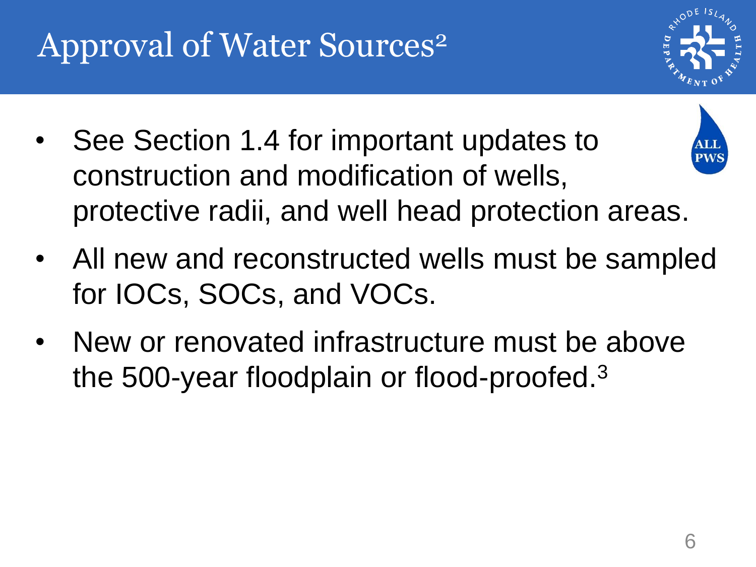# Approval of Water Sources[2]

ALL PWS

- See Section 1.4 for important updates to construction and modification of wells, protective radii, and well head protection areas.
- All new and reconstructed wells must be sampled for IOCs, SOCs, and VOCs.
- New or renovated infrastructure must be above the 500-year floodplain or flood-proofed.[3]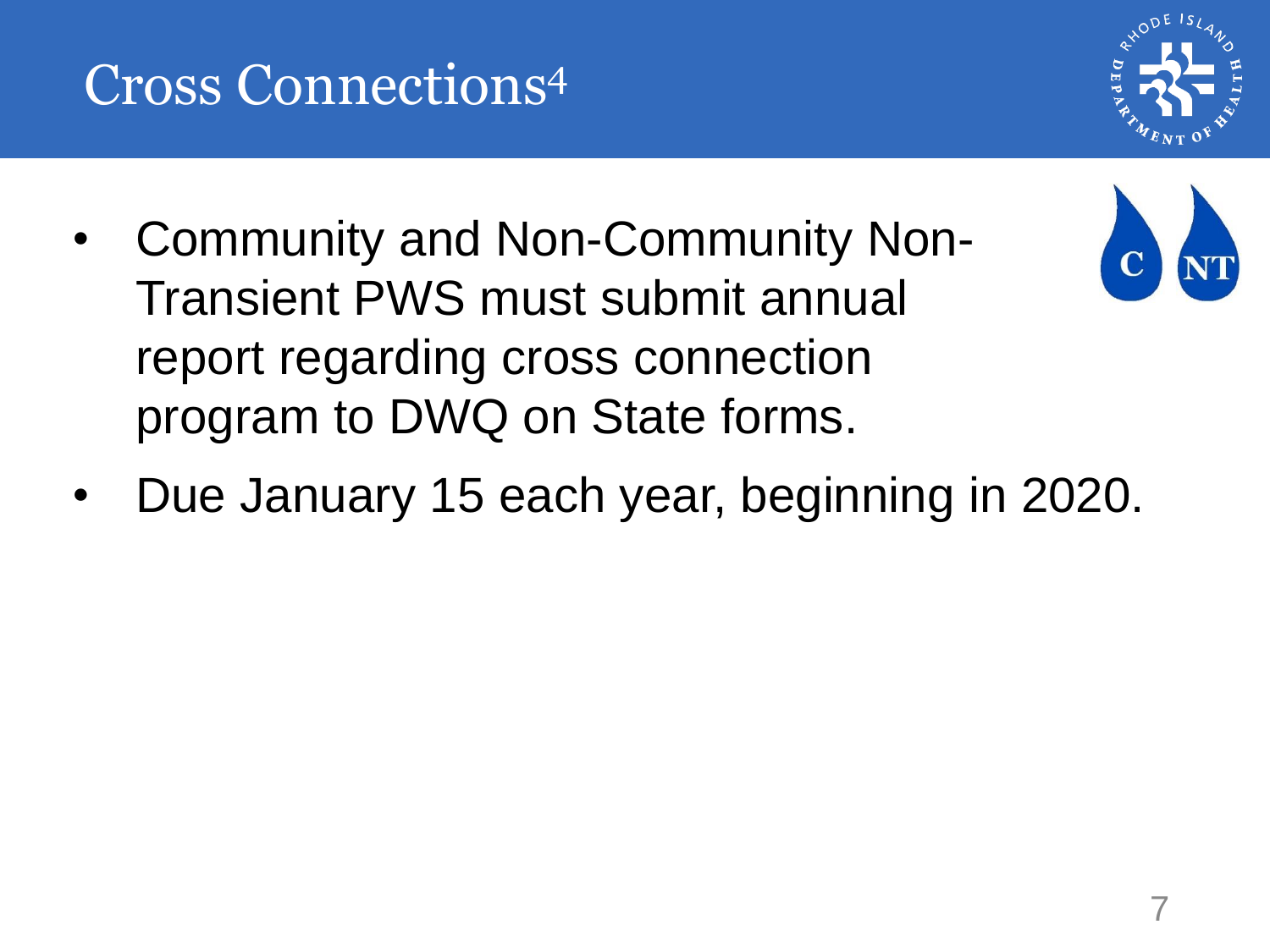# Cross Connections[4]

- Community and Non-Community Non-Transient PWS must submit annual report regarding cross connection program to DWQ on State forms.
- Due January 15 each year, beginning in 2020.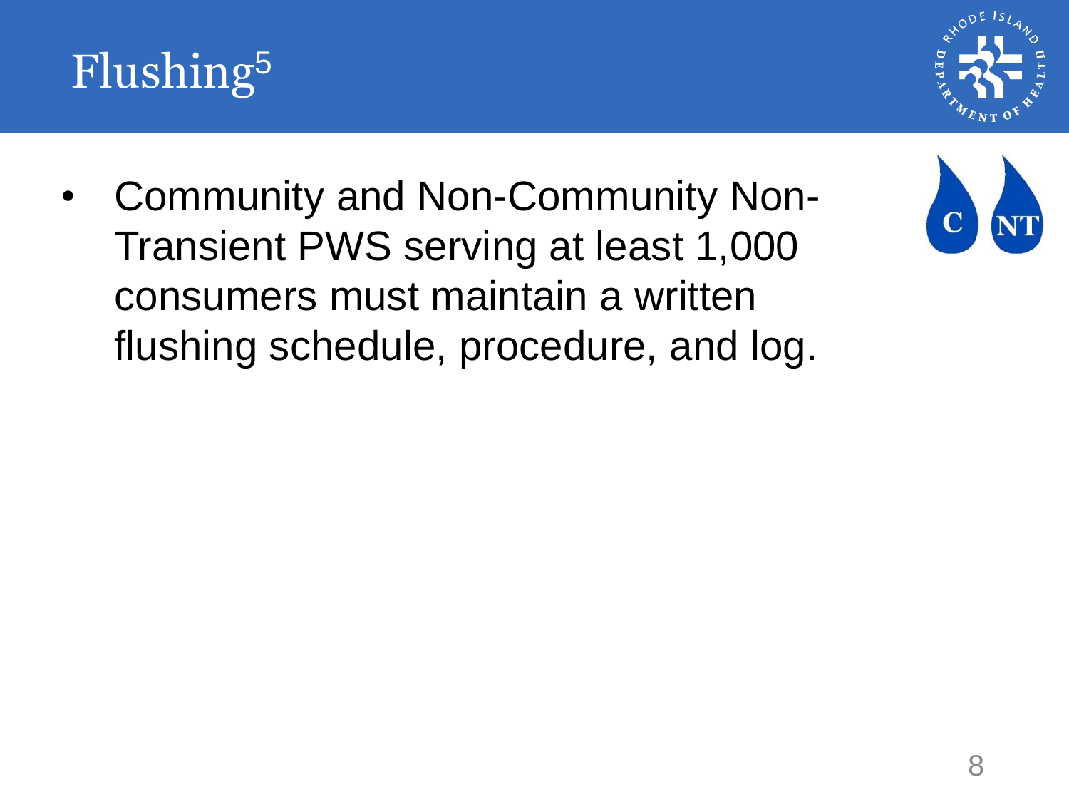# Flushing[5]

- Community and Non-Community Non-Transient PWS serving at least 1,000 consumers must maintain a written flushing schedule, procedure, and log.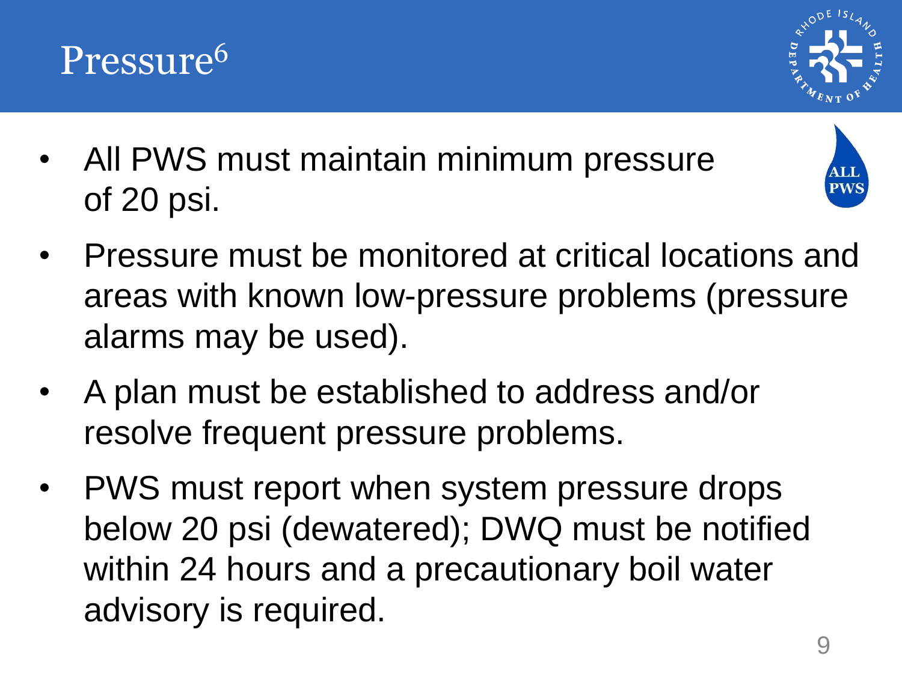# Pressure[6]

ALL PWS

- All PWS must maintain minimum pressure of 20 psi.
- Pressure must be monitored at critical locations and areas with known low-pressure problems (pressure alarms may be used).
- A plan must be established to address and/or resolve frequent pressure problems.
- PWS must report when system pressure drops below 20 psi (dewatered); DWQ must be notified within 24 hours and a precautionary boil water advisory is required.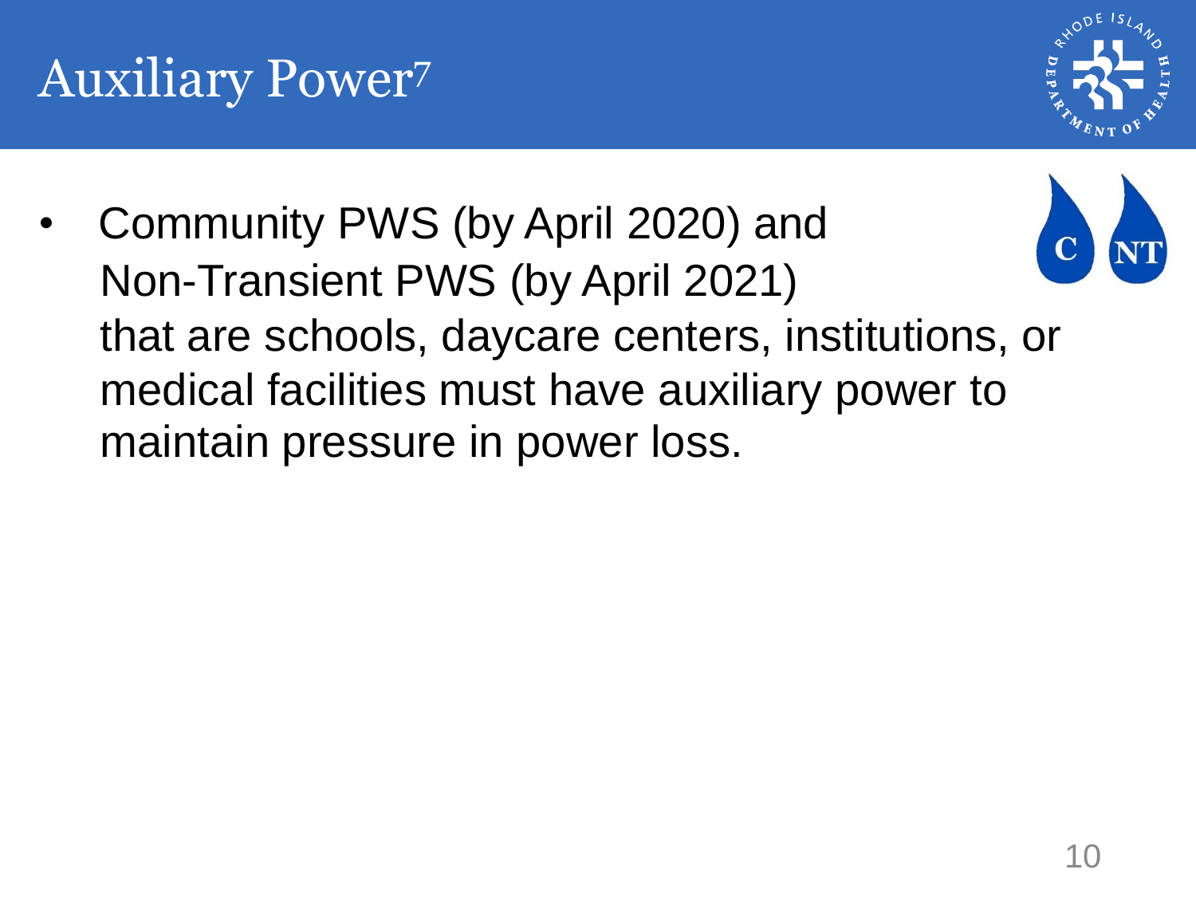# Auxiliary Power[7]

- Community PWS (by April 2020) and Non-Transient PWS (by April 2021) that are schools, daycare centers, institutions, or medical facilities must have auxiliary power to maintain pressure in power loss.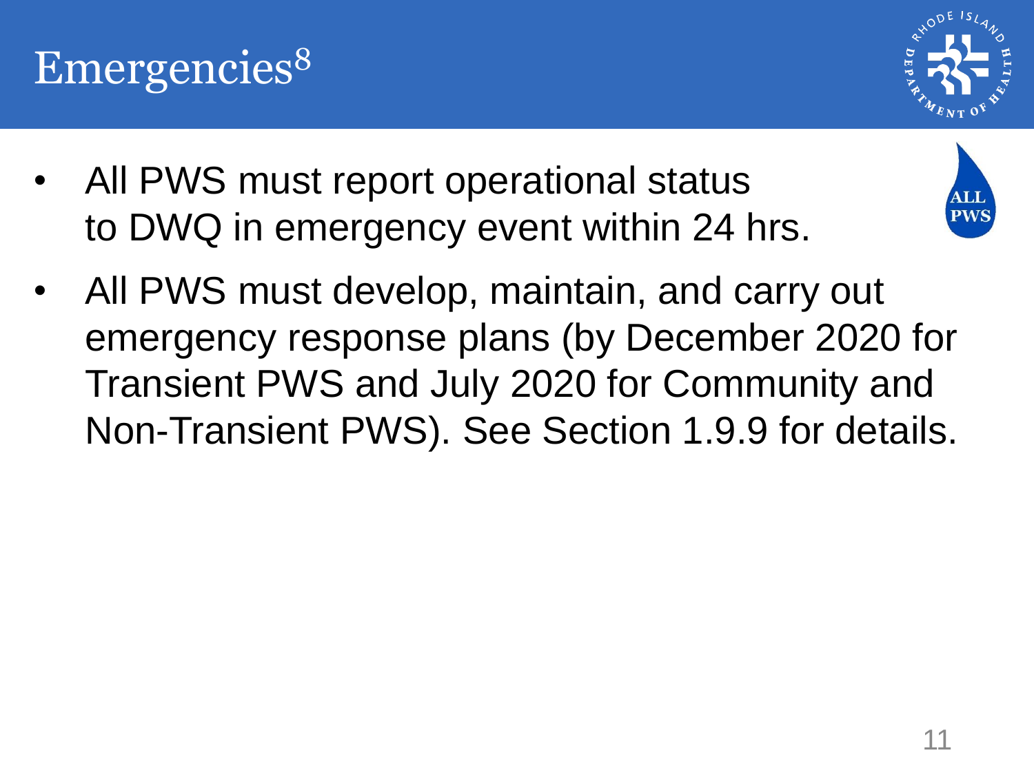# Emergencies[8]

- All PWS must report operational status to DWQ in emergency event within 24 hrs.
- All PWS must develop, maintain, and carry out emergency response plans (by December 2020 for Transient PWS and July 2020 for Community and Non-Transient PWS). See Section 1.9.9 for details.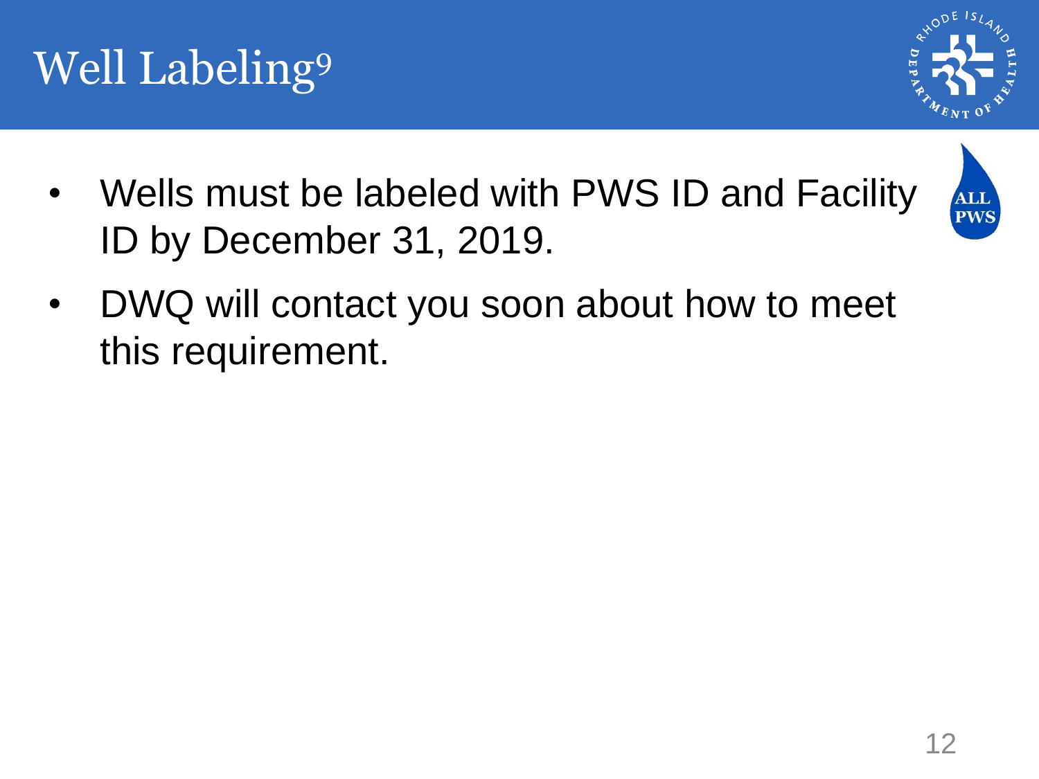# Well Labeling[9]

ALL PWS

- Wells must be labeled with PWS ID and Facility ID by December 31, 2019.
- DWQ will contact you soon about how to meet this requirement.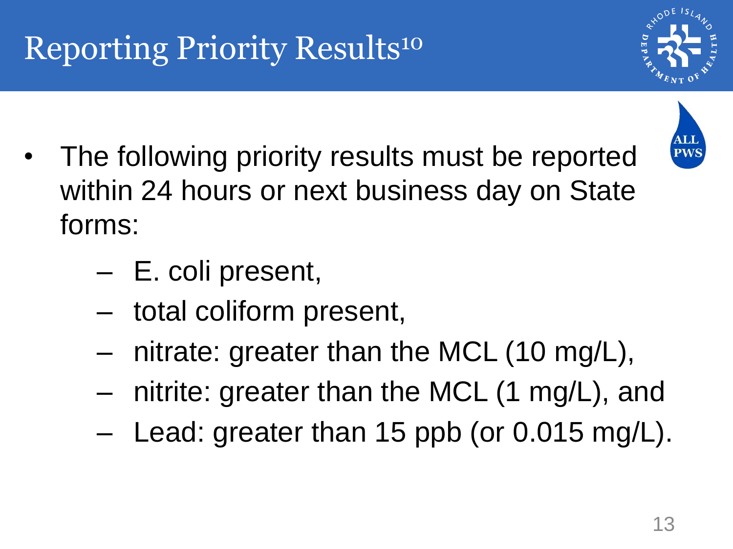# Reporting Priority Results[10]

ALL PWS

- The following priority results must be reported within 24 hours or next business day on State forms:
  - E. coli present,
  - total coliform present,
  - nitrate: greater than the MCL (10 mg/L),
  - nitrite: greater than the MCL (1 mg/L), and
  - Lead: greater than 15 ppb (or 0.015 mg/L).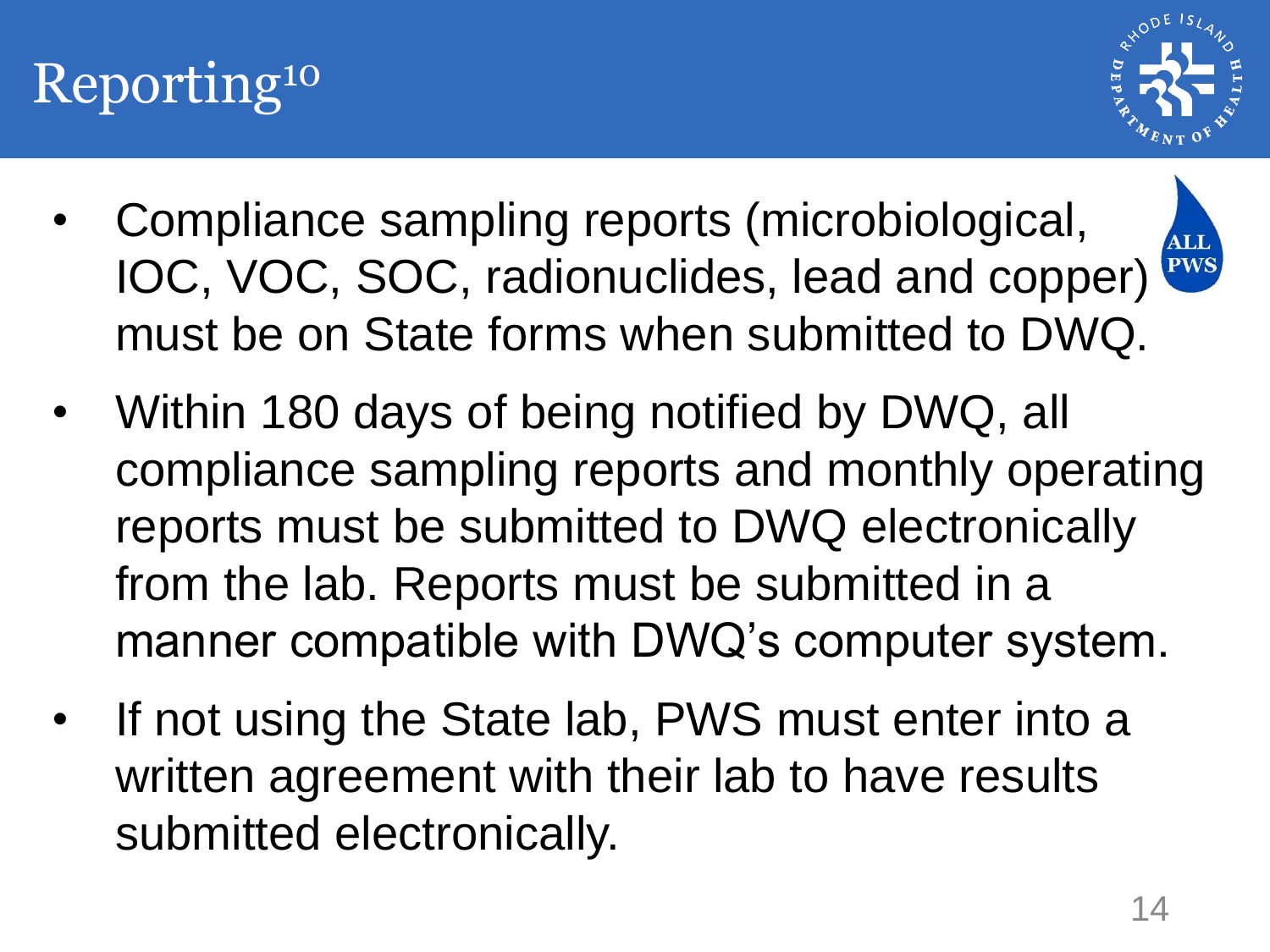# Reporting[10]

ALL PWS

- Compliance sampling reports (microbiological, IOC, VOC, SOC, radionuclides, lead and copper) must be on State forms when submitted to DWQ.
- Within 180 days of being notified by DWQ, all compliance sampling reports and monthly operating reports must be submitted to DWQ electronically from the lab. Reports must be submitted in a manner compatible with DWQ's computer system.
- If not using the State lab, PWS must enter into a written agreement with their lab to have results submitted electronically.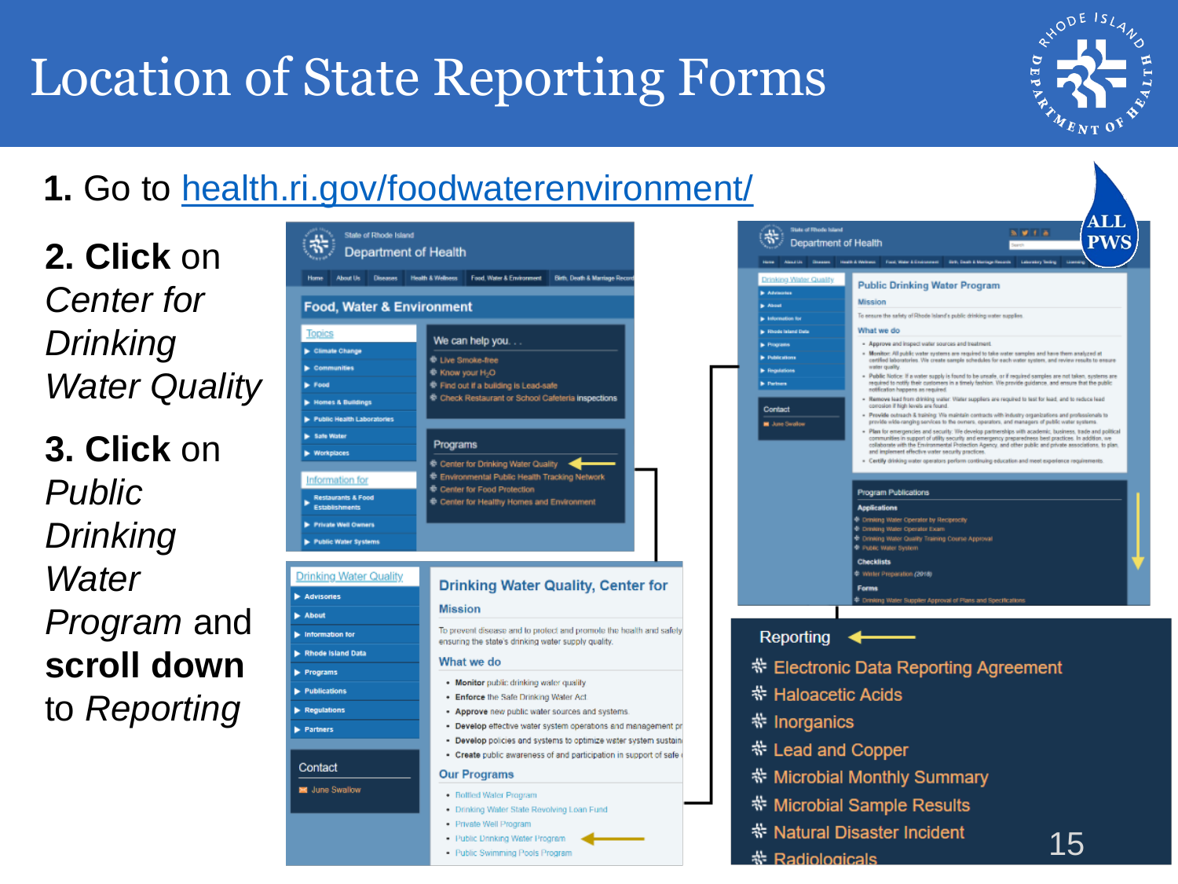# Location of State Reporting Forms

**1.** Go to health.ri.gov/foodwaterenvironment/

**2. Click** on *Center for Drinking Water Quality*

**3. Click** on *Public Drinking Water Program* and **scroll down** to *Reporting*

ALL PWS

Reporting

- Electronic Data Reporting Agreement
- Haloacetic Acids
- Inorganics
- Lead and Copper
- Microbial Monthly Summary
- Microbial Sample Results
- Natural Disaster Incident
- Radiologicals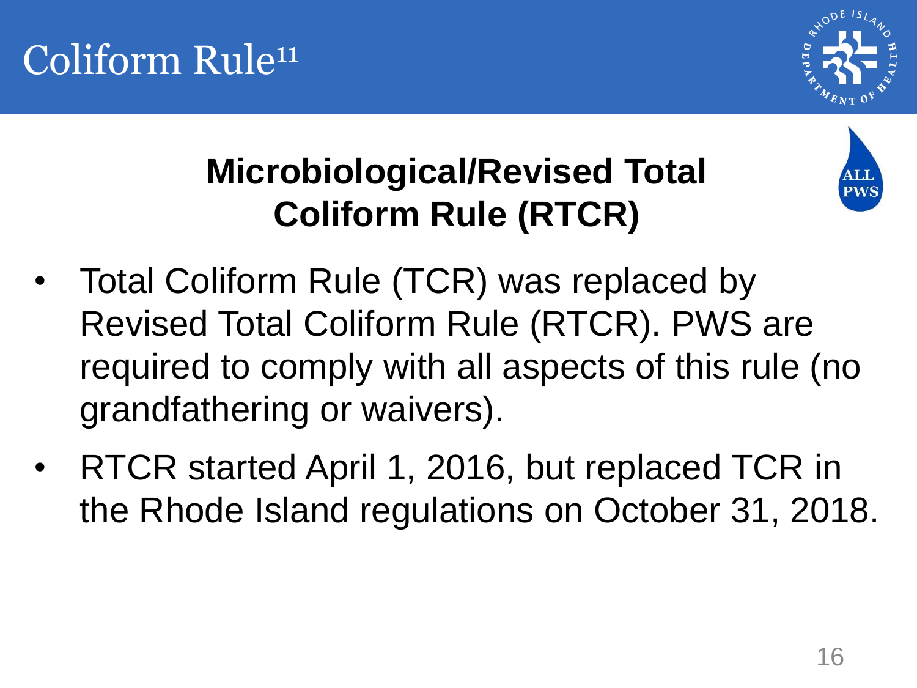# Coliform Rule[11]

## Microbiological/Revised Total Coliform Rule (RTCR)

ALL PWS

- Total Coliform Rule (TCR) was replaced by Revised Total Coliform Rule (RTCR). PWS are required to comply with all aspects of this rule (no grandfathering or waivers).
- RTCR started April 1, 2016, but replaced TCR in the Rhode Island regulations on October 31, 2018.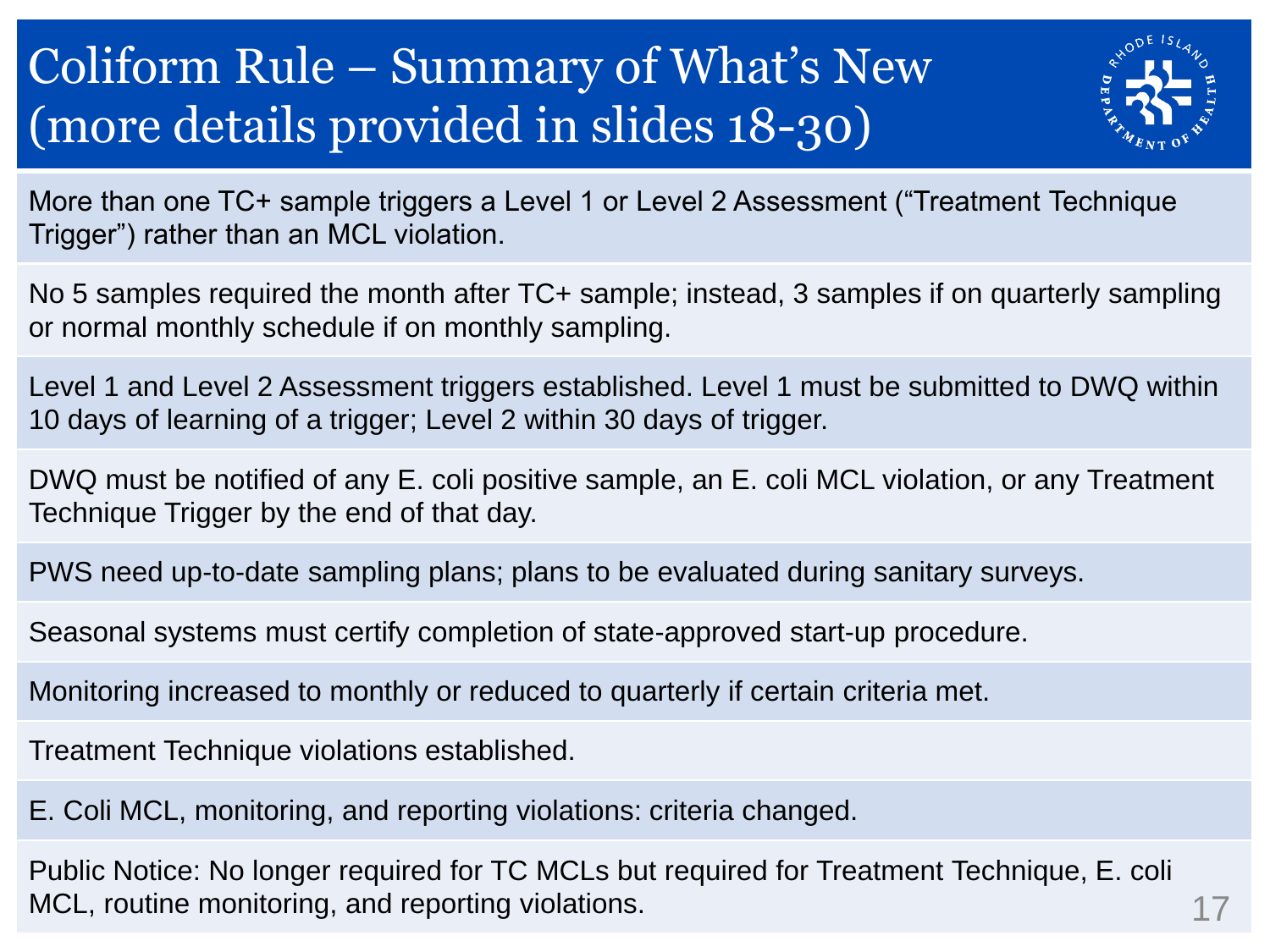# Coliform Rule – Summary of What's New (more details provided in slides 18-30)

- More than one TC+ sample triggers a Level 1 or Level 2 Assessment ("Treatment Technique Trigger") rather than an MCL violation.
- No 5 samples required the month after TC+ sample; instead, 3 samples if on quarterly sampling or normal monthly schedule if on monthly sampling.
- Level 1 and Level 2 Assessment triggers established. Level 1 must be submitted to DWQ within 10 days of learning of a trigger; Level 2 within 30 days of trigger.
- DWQ must be notified of any E. coli positive sample, an E. coli MCL violation, or any Treatment Technique Trigger by the end of that day.
- PWS need up-to-date sampling plans; plans to be evaluated during sanitary surveys.
- Seasonal systems must certify completion of state-approved start-up procedure.
- Monitoring increased to monthly or reduced to quarterly if certain criteria met.
- Treatment Technique violations established.
- E. Coli MCL, monitoring, and reporting violations: criteria changed.
- Public Notice: No longer required for TC MCLs but required for Treatment Technique, E. coli MCL, routine monitoring, and reporting violations.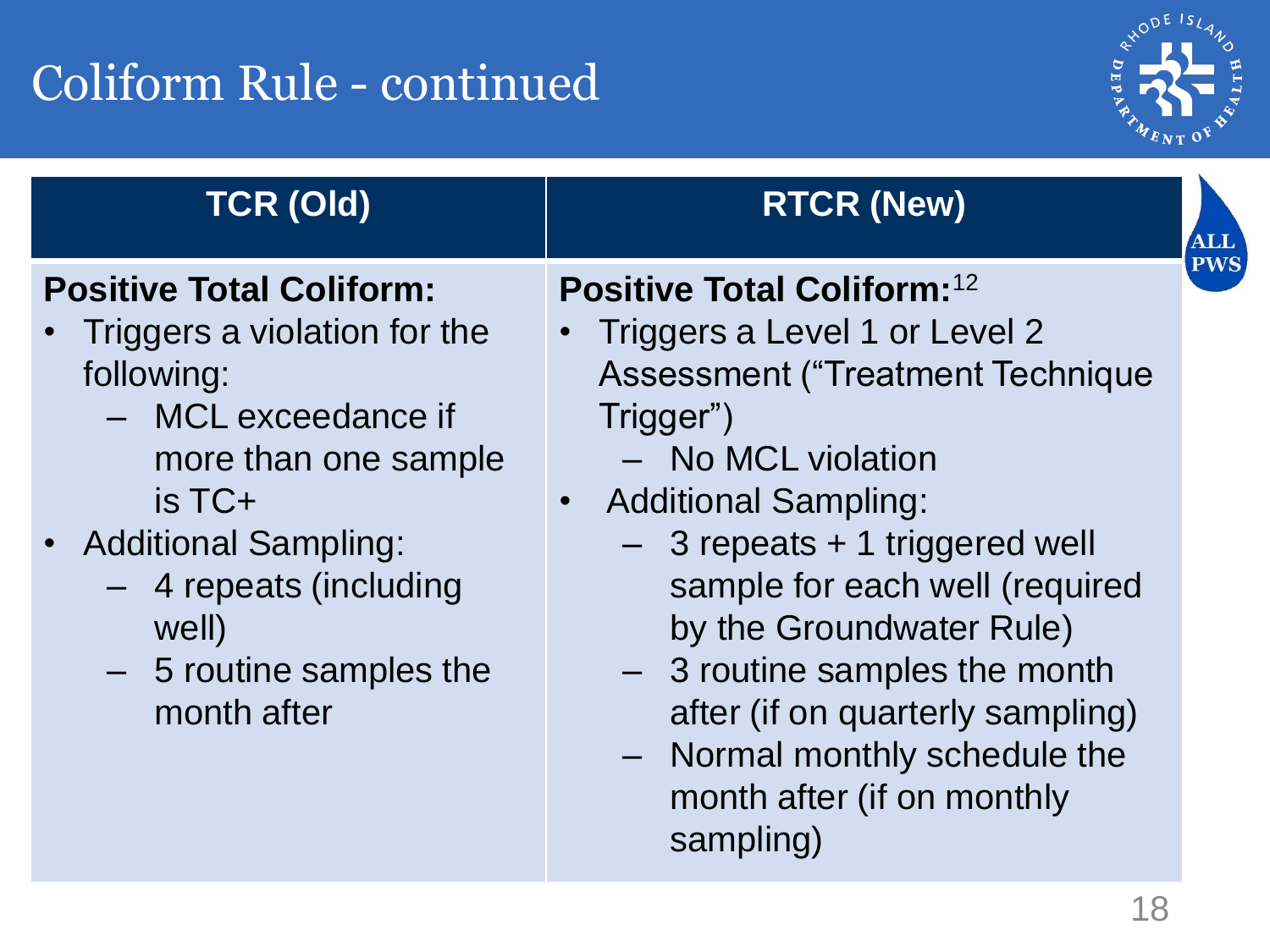# Coliform Rule - continued

ALL PWS

| TCR (Old) | RTCR (New) |
| --- | --- |
| **Positive Total Coliform:**<br>• Triggers a violation for the following:<br>  – MCL exceedance if more than one sample is TC+<br>• Additional Sampling:<br>  – 4 repeats (including well)<br>  – 5 routine samples the month after | **Positive Total Coliform:**[12]<br>• Triggers a Level 1 or Level 2 Assessment ("Treatment Technique Trigger")<br>  – No MCL violation<br>• Additional Sampling:<br>  – 3 repeats + 1 triggered well sample for each well (required by the Groundwater Rule)<br>  – 3 routine samples the month after (if on quarterly sampling)<br>  – Normal monthly schedule the month after (if on monthly sampling) |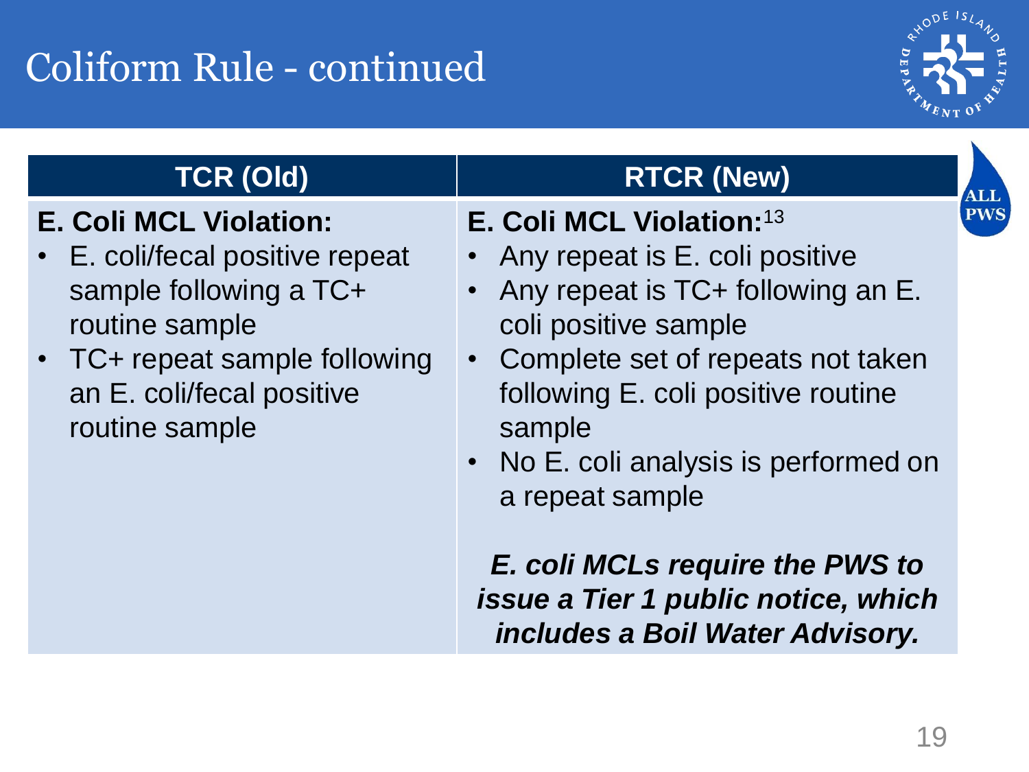# Coliform Rule - continued

ALL PWS

| TCR (Old) | RTCR (New) |
|---|---|
| **E. Coli MCL Violation:**<br>• E. coli/fecal positive repeat sample following a TC+ routine sample<br>• TC+ repeat sample following an E. coli/fecal positive routine sample | **E. Coli MCL Violation:**[13]<br>• Any repeat is E. coli positive<br>• Any repeat is TC+ following an E. coli positive sample<br>• Complete set of repeats not taken following E. coli positive routine sample<br>• No E. coli analysis is performed on a repeat sample<br><br>***E. coli MCLs require the PWS to issue a Tier 1 public notice, which includes a Boil Water Advisory.*** |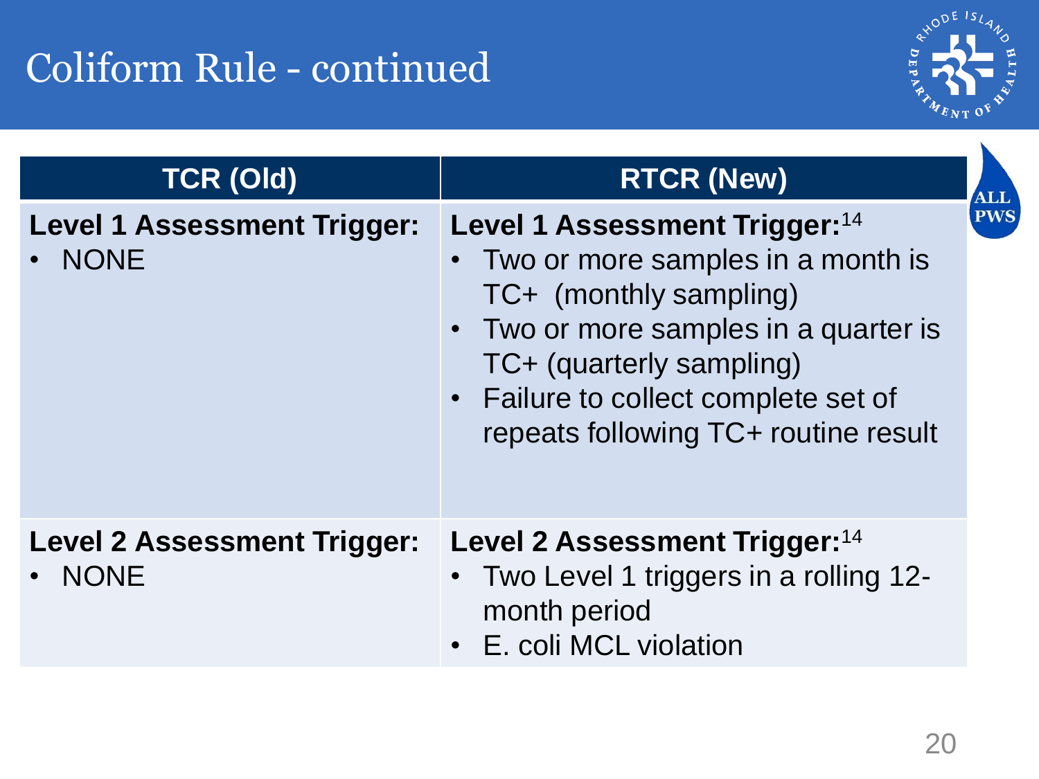# Coliform Rule - continued

ALL PWS

| TCR (Old) | RTCR (New) |
| --- | --- |
| **Level 1 Assessment Trigger:**<br>• NONE | **Level 1 Assessment Trigger:**[14]<br>• Two or more samples in a month is TC+ (monthly sampling)<br>• Two or more samples in a quarter is TC+ (quarterly sampling)<br>• Failure to collect complete set of repeats following TC+ routine result |
| **Level 2 Assessment Trigger:**<br>• NONE | **Level 2 Assessment Trigger:**[14]<br>• Two Level 1 triggers in a rolling 12-month period<br>• E. coli MCL violation |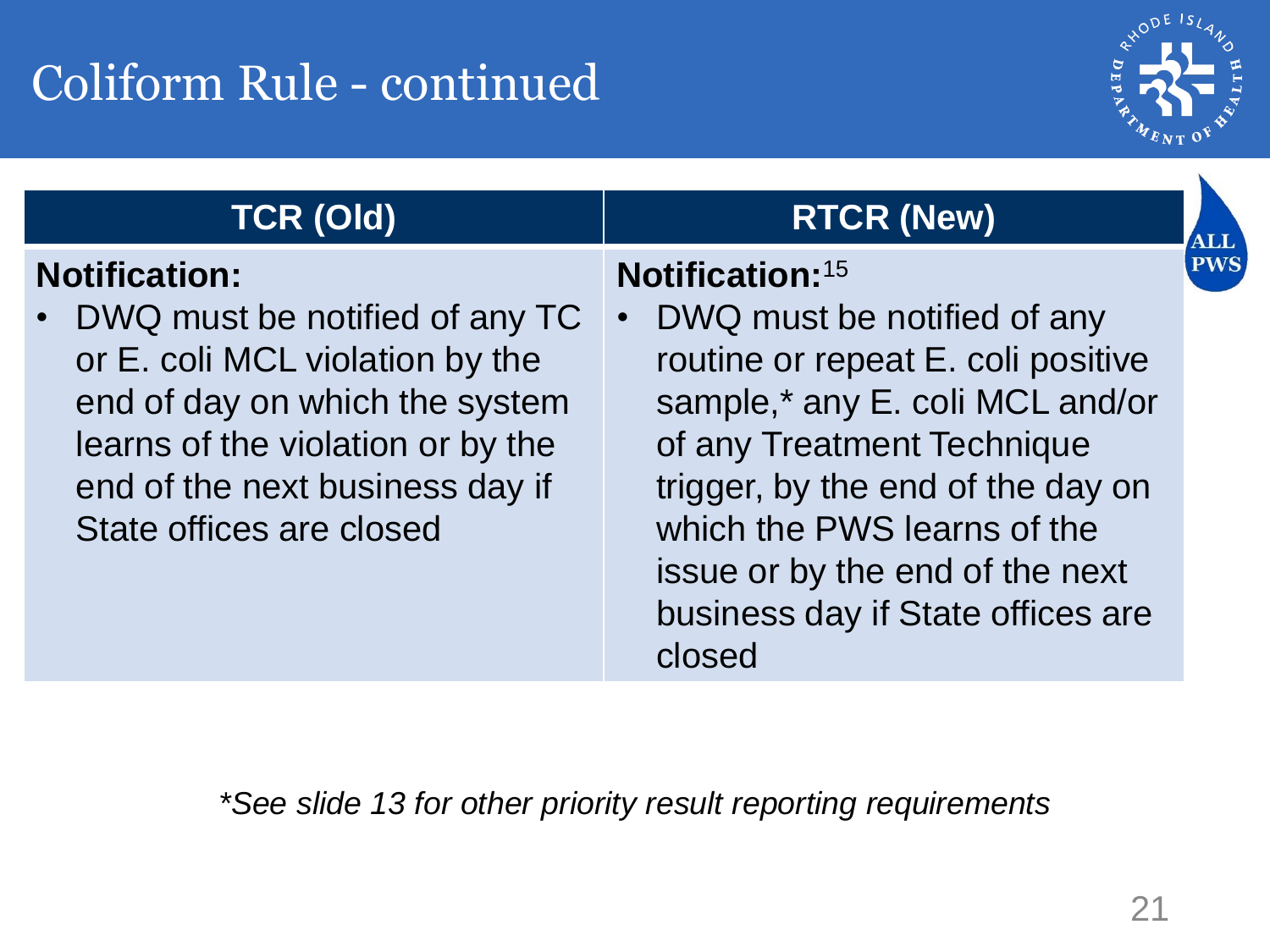# Coliform Rule - continued

| TCR (Old) | RTCR (New) |
|---|---|
| **Notification:**<br>• DWQ must be notified of any TC or E. coli MCL violation by the end of day on which the system learns of the violation or by the end of the next business day if State offices are closed | **Notification:**[15]<br>• DWQ must be notified of any routine or repeat E. coli positive sample,* any E. coli MCL and/or of any Treatment Technique trigger, by the end of the day on which the PWS learns of the issue or by the end of the next business day if State offices are closed |

ALL PWS

*\*See slide 13 for other priority result reporting requirements*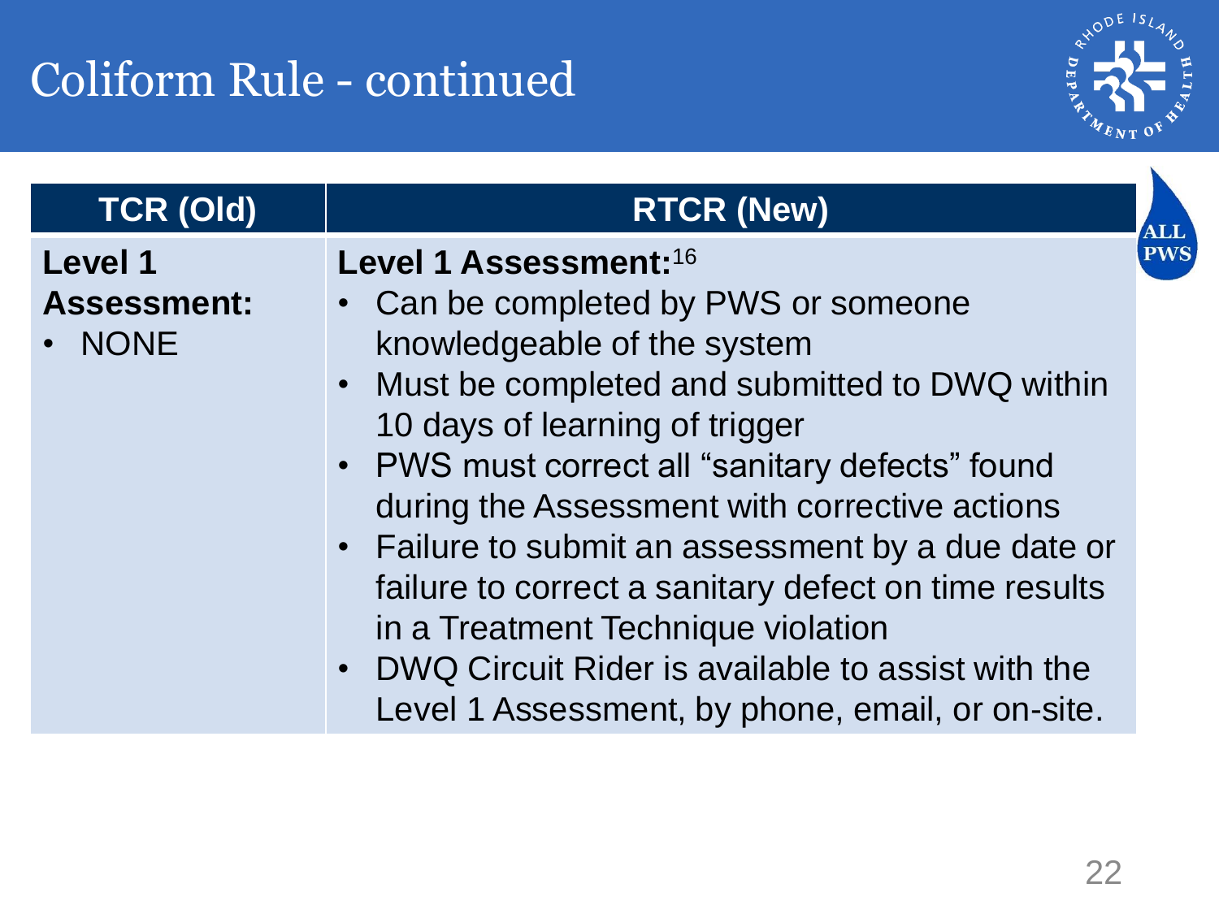# Coliform Rule - continued

ALL PWS

| TCR (Old) | RTCR (New) |
|---|---|
| **Level 1 Assessment:**<br>• NONE | **Level 1 Assessment:**[16]<br>• Can be completed by PWS or someone knowledgeable of the system<br>• Must be completed and submitted to DWQ within 10 days of learning of trigger<br>• PWS must correct all "sanitary defects" found during the Assessment with corrective actions<br>• Failure to submit an assessment by a due date or failure to correct a sanitary defect on time results in a Treatment Technique violation<br>• DWQ Circuit Rider is available to assist with the Level 1 Assessment, by phone, email, or on-site. |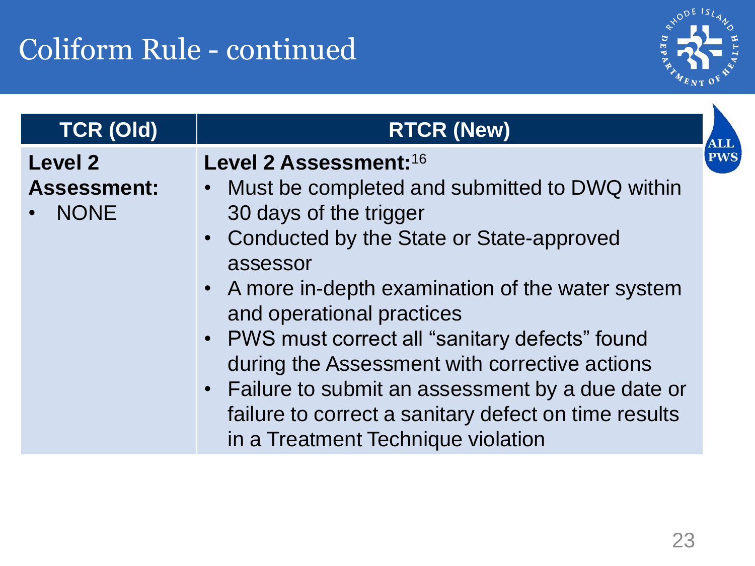# Coliform Rule - continued

| TCR (Old) | RTCR (New) |
| --- | --- |
| **Level 2 Assessment:**<br>• NONE | **Level 2 Assessment:**[16]<br>• Must be completed and submitted to DWQ within 30 days of the trigger<br>• Conducted by the State or State-approved assessor<br>• A more in-depth examination of the water system and operational practices<br>• PWS must correct all "sanitary defects" found during the Assessment with corrective actions<br>• Failure to submit an assessment by a due date or failure to correct a sanitary defect on time results in a Treatment Technique violation |

ALL PWS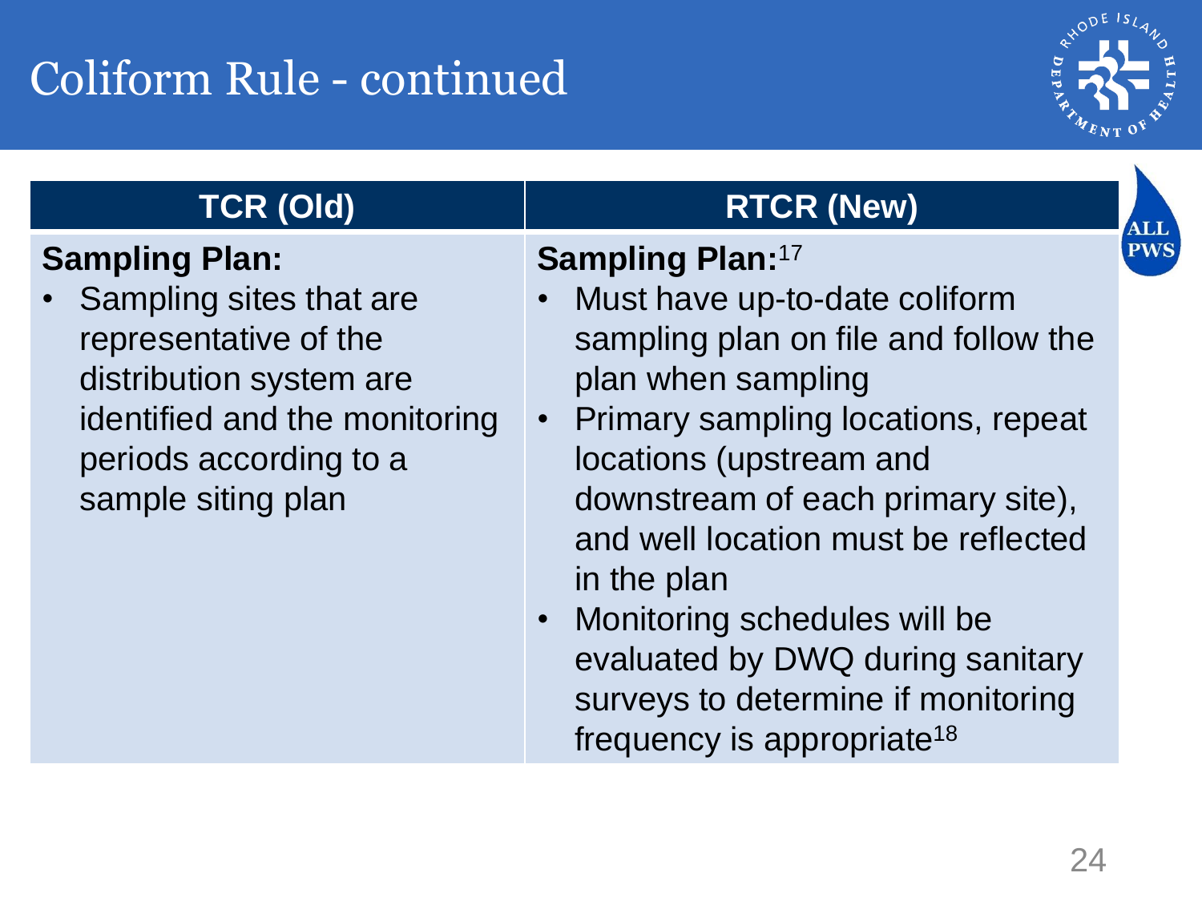# Coliform Rule - continued

ALL PWS

| TCR (Old) | RTCR (New) |
| --- | --- |
| **Sampling Plan:**<br>• Sampling sites that are representative of the distribution system are identified and the monitoring periods according to a sample siting plan | **Sampling Plan:**[17]<br>• Must have up-to-date coliform sampling plan on file and follow the plan when sampling<br>• Primary sampling locations, repeat locations (upstream and downstream of each primary site), and well location must be reflected in the plan<br>• Monitoring schedules will be evaluated by DWQ during sanitary surveys to determine if monitoring frequency is appropriate[18] |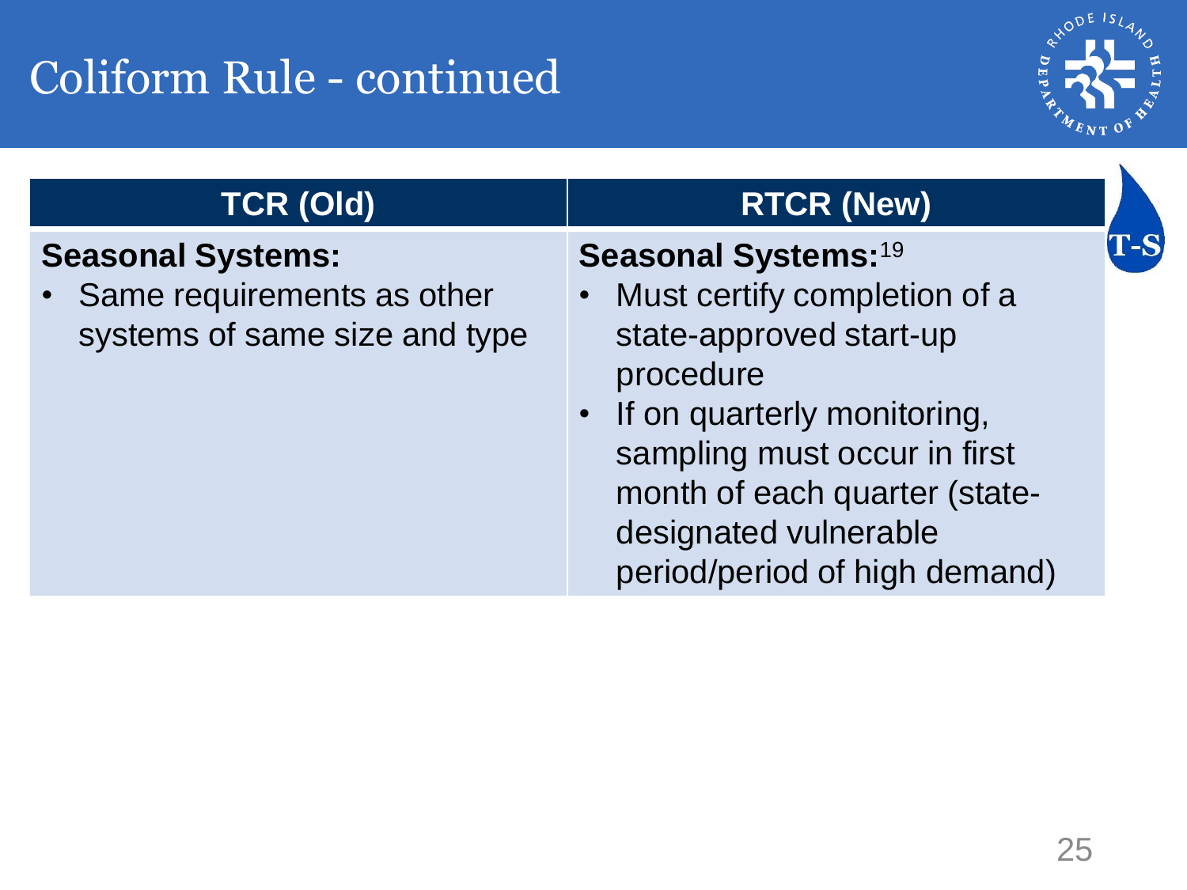# Coliform Rule - continued

| TCR (Old) | RTCR (New) |
| --- | --- |
| **Seasonal Systems:**<br>• Same requirements as other systems of same size and type | **Seasonal Systems:**[19]<br>• Must certify completion of a state-approved start-up procedure<br>• If on quarterly monitoring, sampling must occur in first month of each quarter (state-designated vulnerable period/period of high demand) |

T-S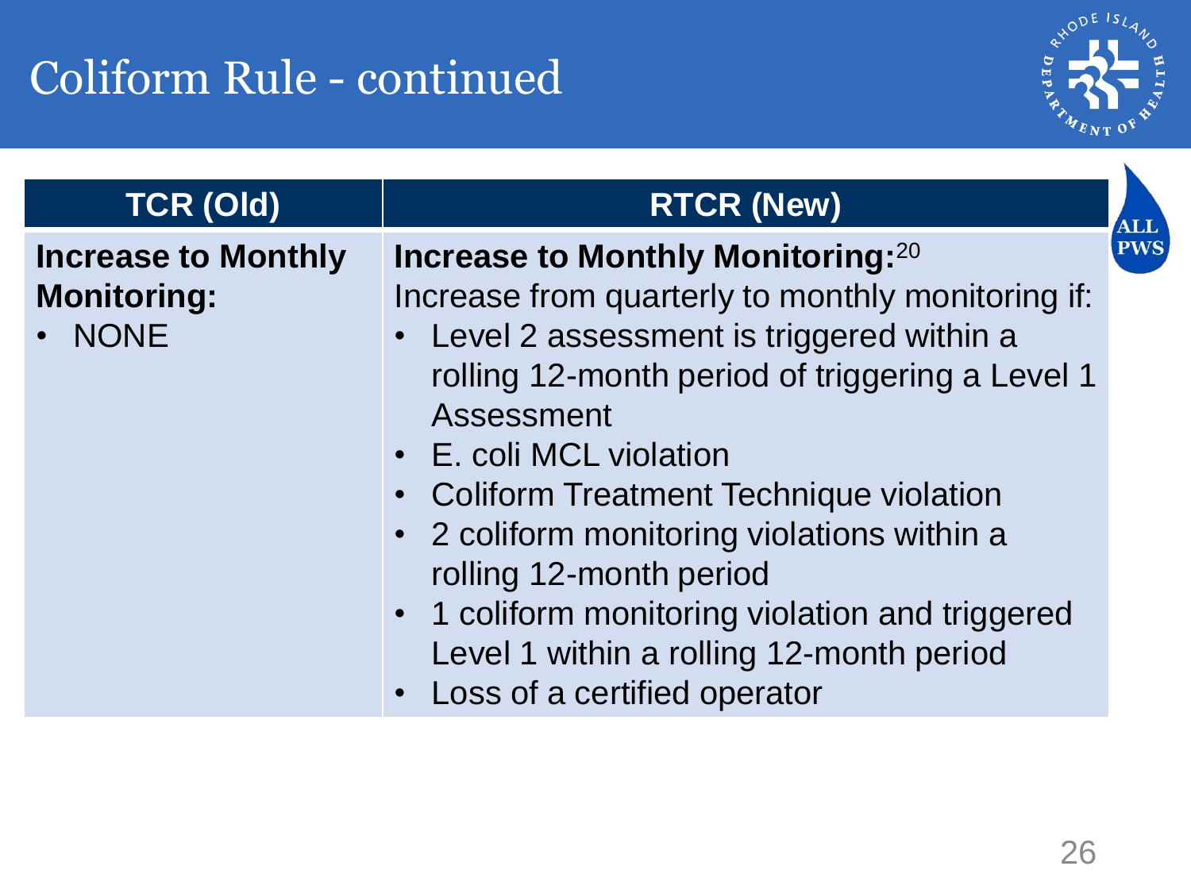# Coliform Rule - continued

| TCR (Old) | RTCR (New) |
| --- | --- |
| **Increase to Monthly Monitoring:**<br>• NONE | **Increase to Monthly Monitoring:**[20]<br>Increase from quarterly to monthly monitoring if:<br>• Level 2 assessment is triggered within a rolling 12-month period of triggering a Level 1 Assessment<br>• E. coli MCL violation<br>• Coliform Treatment Technique violation<br>• 2 coliform monitoring violations within a rolling 12-month period<br>• 1 coliform monitoring violation and triggered Level 1 within a rolling 12-month period<br>• Loss of a certified operator |

ALL PWS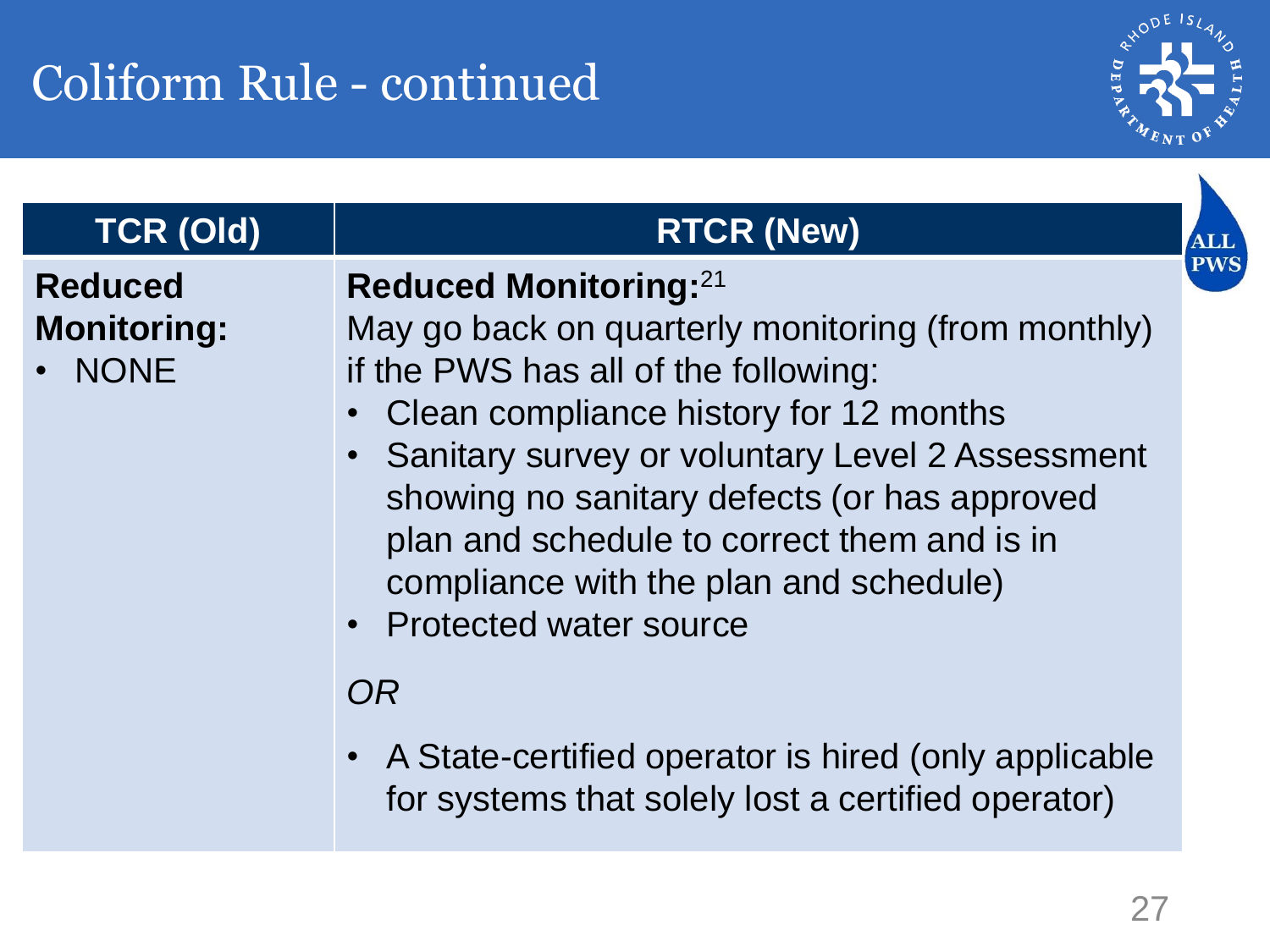# Coliform Rule - continued

ALL PWS

| TCR (Old) | RTCR (New) |
|---|---|
| **Reduced Monitoring:**<br>• NONE | **Reduced Monitoring:**[21]<br>May go back on quarterly monitoring (from monthly) if the PWS has all of the following:<br>• Clean compliance history for 12 months<br>• Sanitary survey or voluntary Level 2 Assessment showing no sanitary defects (or has approved plan and schedule to correct them and is in compliance with the plan and schedule)<br>• Protected water source<br><br>*OR*<br><br>• A State-certified operator is hired (only applicable for systems that solely lost a certified operator) |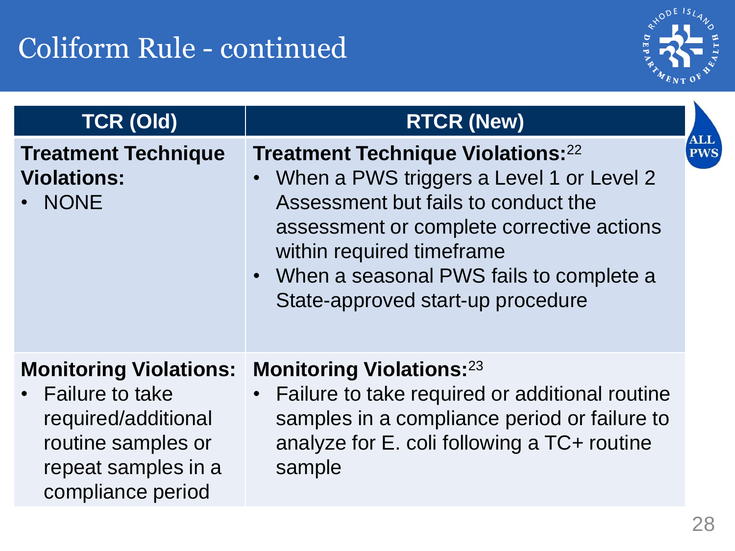# Coliform Rule - continued

ALL PWS

| TCR (Old) | RTCR (New) |
|---|---|
| **Treatment Technique Violations:**<br>• NONE | **Treatment Technique Violations:**[22]<br>• When a PWS triggers a Level 1 or Level 2 Assessment but fails to conduct the assessment or complete corrective actions within required timeframe<br>• When a seasonal PWS fails to complete a State-approved start-up procedure |
| **Monitoring Violations:**<br>• Failure to take required/additional routine samples or repeat samples in a compliance period | **Monitoring Violations:**[23]<br>• Failure to take required or additional routine samples in a compliance period or failure to analyze for E. coli following a TC+ routine sample |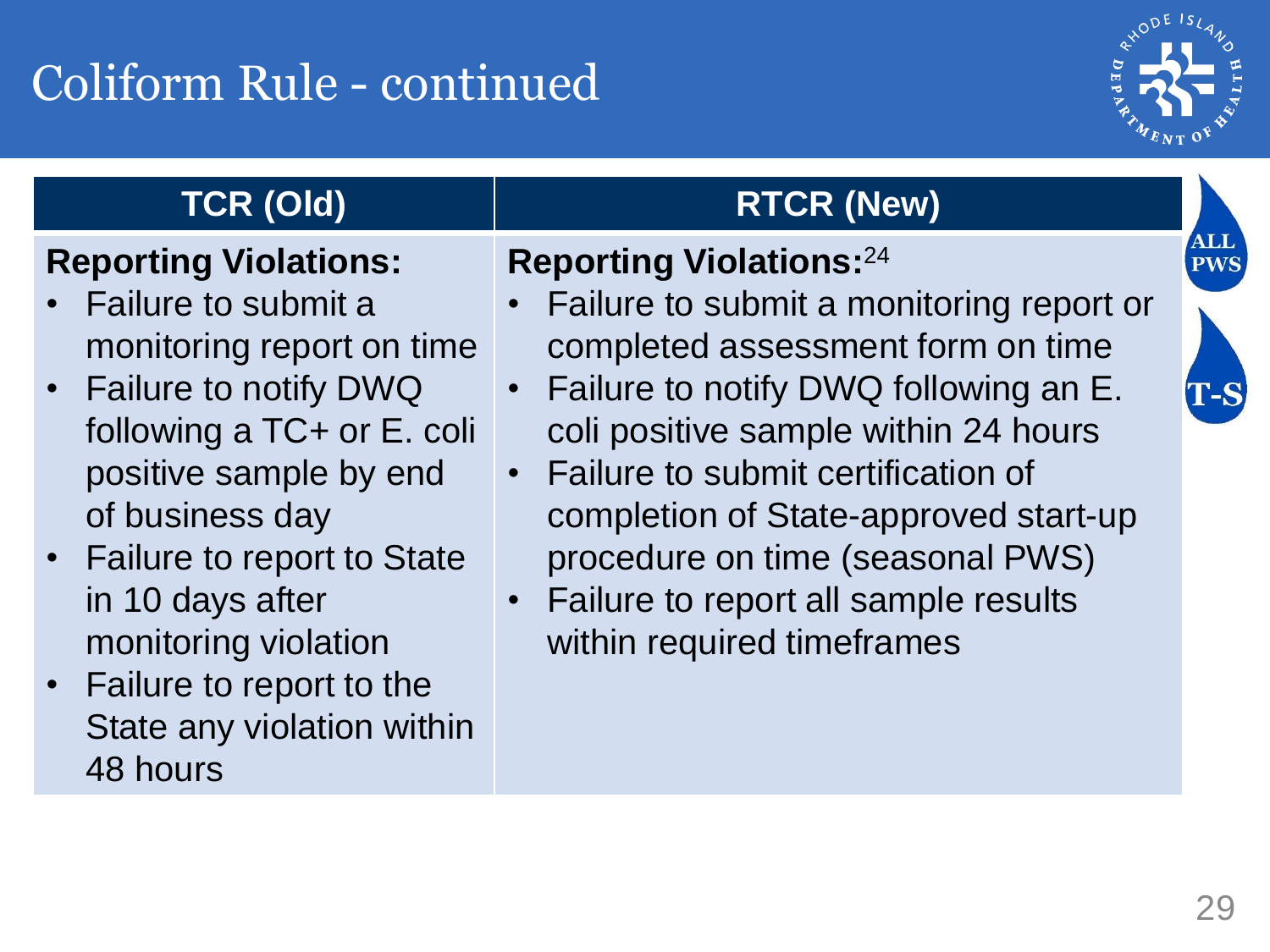# Coliform Rule - continued

| TCR (Old) | RTCR (New) |
|---|---|
| **Reporting Violations:**<br>• Failure to submit a monitoring report on time<br>• Failure to notify DWQ following a TC+ or E. coli positive sample by end of business day<br>• Failure to report to State in 10 days after monitoring violation<br>• Failure to report to the State any violation within 48 hours | **Reporting Violations:**[24]<br>• Failure to submit a monitoring report or completed assessment form on time<br>• Failure to notify DWQ following an E. coli positive sample within 24 hours<br>• Failure to submit certification of completion of State-approved start-up procedure on time (seasonal PWS)<br>• Failure to report all sample results within required timeframes |

ALL PWS

T-S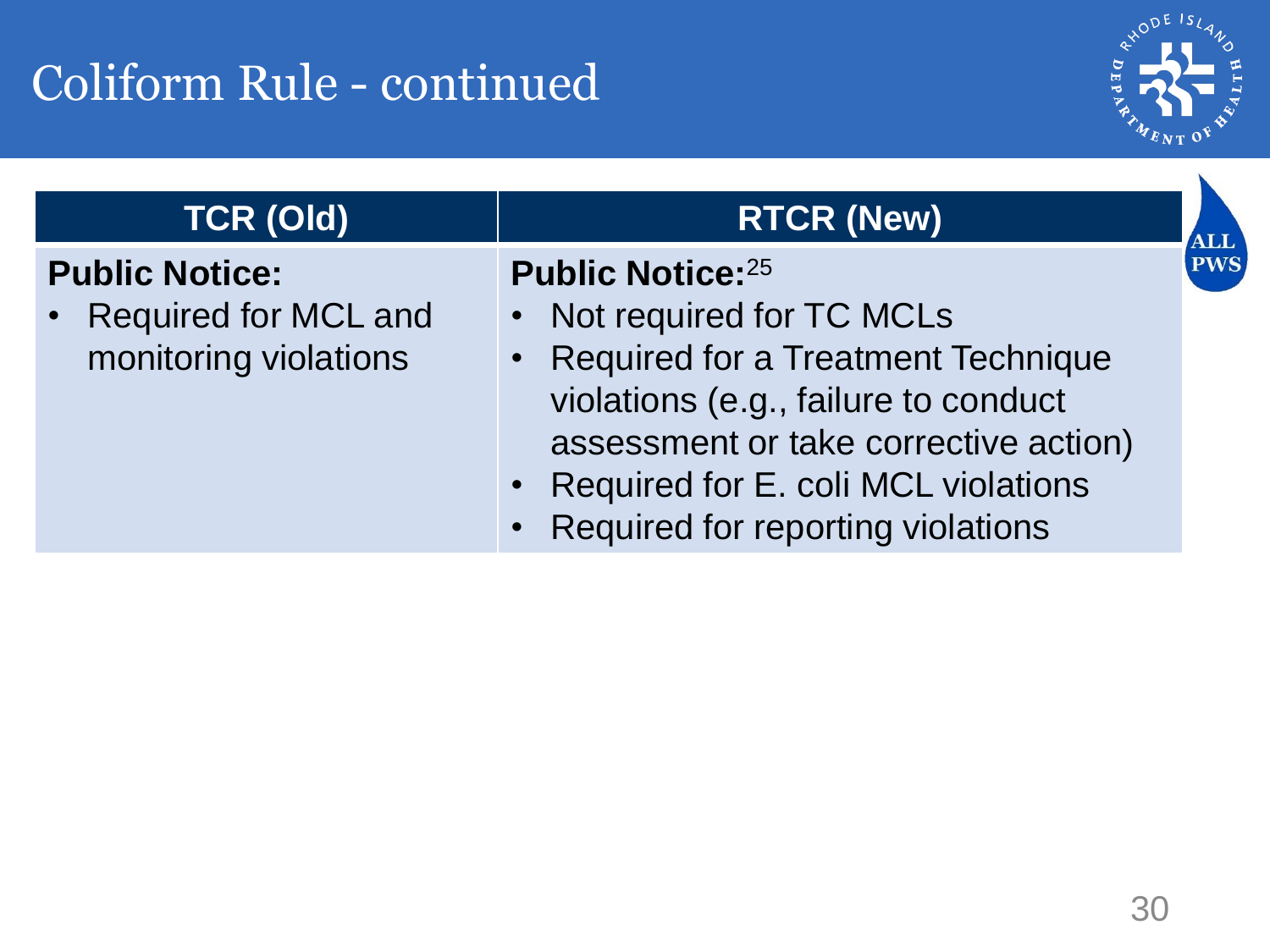# Coliform Rule - continued

| TCR (Old) | RTCR (New) |
| --- | --- |
| **Public Notice:**<br>• Required for MCL and monitoring violations | **Public Notice:**[25]<br>• Not required for TC MCLs<br>• Required for a Treatment Technique violations (e.g., failure to conduct assessment or take corrective action)<br>• Required for E. coli MCL violations<br>• Required for reporting violations |

ALL PWS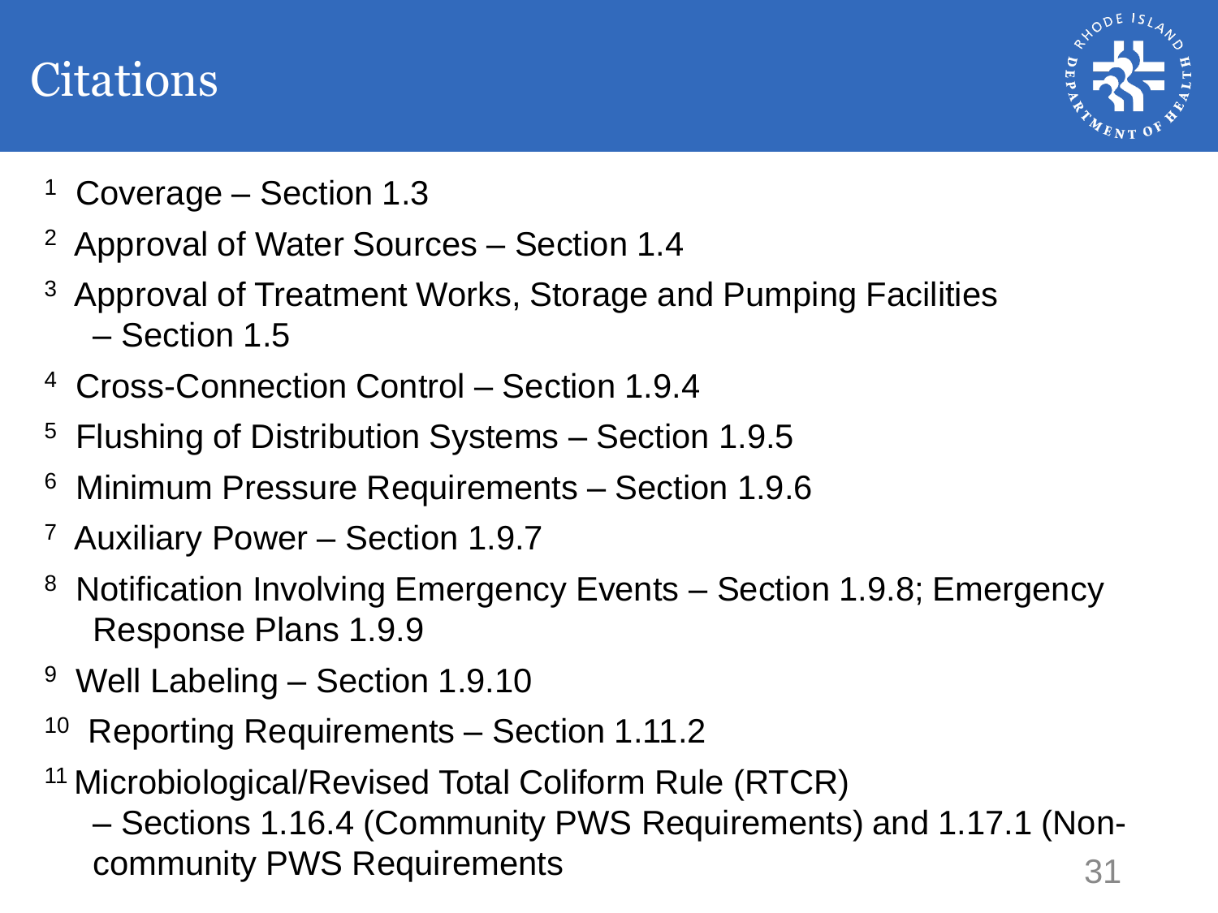# Citations

[1] Coverage – Section 1.3

[2] Approval of Water Sources – Section 1.4

[3] Approval of Treatment Works, Storage and Pumping Facilities – Section 1.5

[4] Cross-Connection Control – Section 1.9.4

[5] Flushing of Distribution Systems – Section 1.9.5

[6] Minimum Pressure Requirements – Section 1.9.6

[7] Auxiliary Power – Section 1.9.7

[8] Notification Involving Emergency Events – Section 1.9.8; Emergency Response Plans 1.9.9

[9] Well Labeling – Section 1.9.10

[10] Reporting Requirements – Section 1.11.2

[11] Microbiological/Revised Total Coliform Rule (RTCR) – Sections 1.16.4 (Community PWS Requirements) and 1.17.1 (Non-community PWS Requirements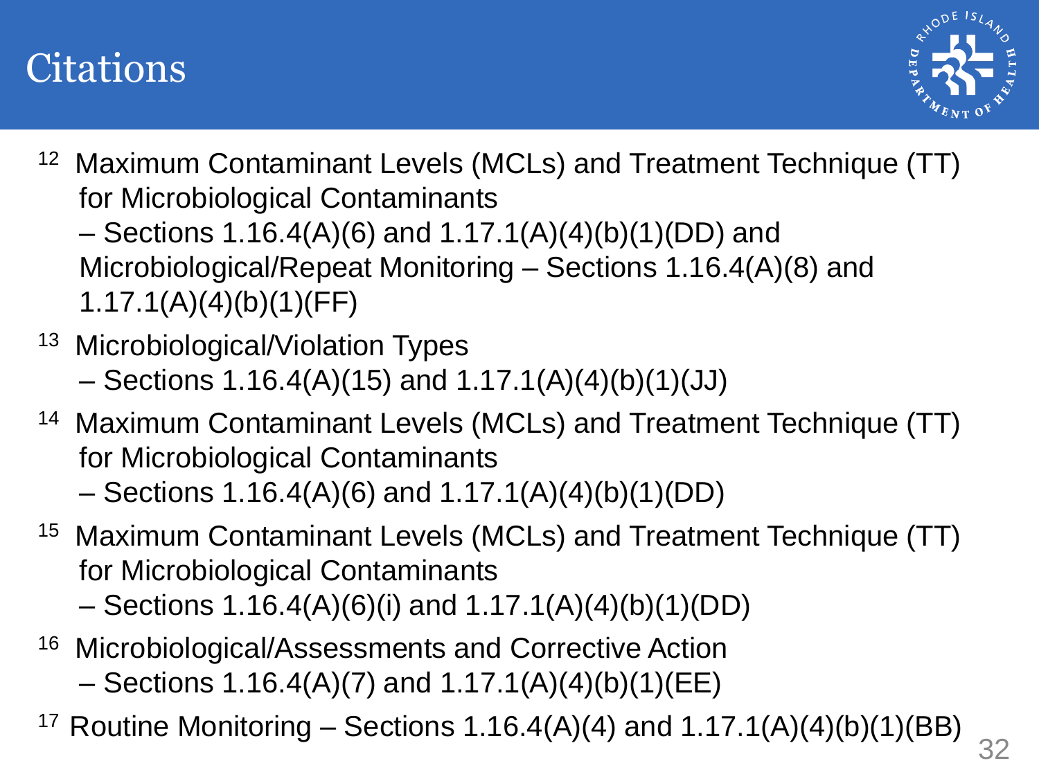# Citations

[12] Maximum Contaminant Levels (MCLs) and Treatment Technique (TT) for Microbiological Contaminants – Sections 1.16.4(A)(6) and 1.17.1(A)(4)(b)(1)(DD) and Microbiological/Repeat Monitoring – Sections 1.16.4(A)(8) and 1.17.1(A)(4)(b)(1)(FF)

[13] Microbiological/Violation Types – Sections 1.16.4(A)(15) and 1.17.1(A)(4)(b)(1)(JJ)

[14] Maximum Contaminant Levels (MCLs) and Treatment Technique (TT) for Microbiological Contaminants – Sections 1.16.4(A)(6) and 1.17.1(A)(4)(b)(1)(DD)

[15] Maximum Contaminant Levels (MCLs) and Treatment Technique (TT) for Microbiological Contaminants – Sections 1.16.4(A)(6)(i) and 1.17.1(A)(4)(b)(1)(DD)

[16] Microbiological/Assessments and Corrective Action – Sections 1.16.4(A)(7) and 1.17.1(A)(4)(b)(1)(EE)

[17] Routine Monitoring – Sections 1.16.4(A)(4) and 1.17.1(A)(4)(b)(1)(BB)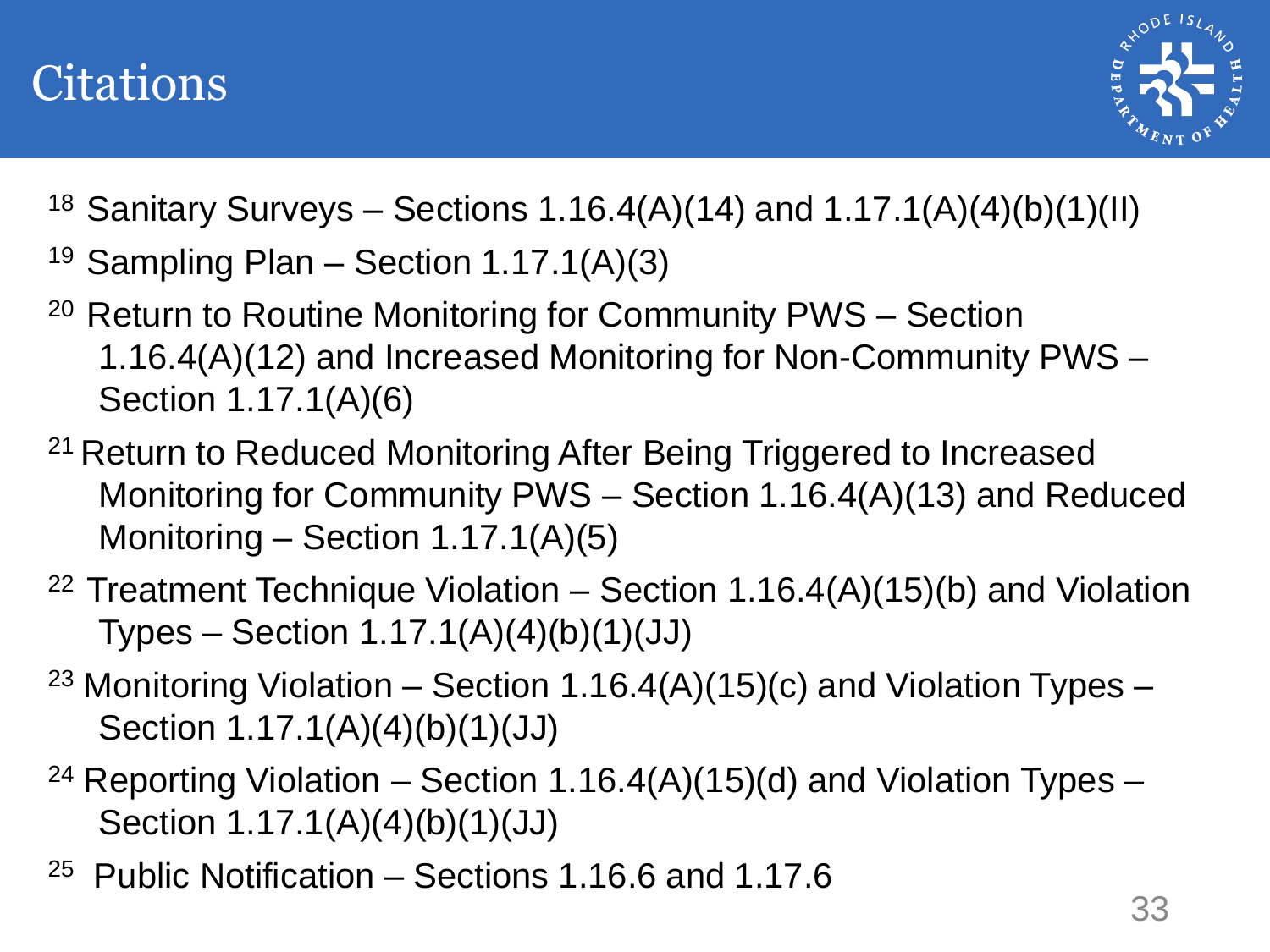# Citations

[18] Sanitary Surveys – Sections 1.16.4(A)(14) and 1.17.1(A)(4)(b)(1)(II)

[19] Sampling Plan – Section 1.17.1(A)(3)

[20] Return to Routine Monitoring for Community PWS – Section 1.16.4(A)(12) and Increased Monitoring for Non-Community PWS – Section 1.17.1(A)(6)

[21] Return to Reduced Monitoring After Being Triggered to Increased Monitoring for Community PWS – Section 1.16.4(A)(13) and Reduced Monitoring – Section 1.17.1(A)(5)

[22] Treatment Technique Violation – Section 1.16.4(A)(15)(b) and Violation Types – Section 1.17.1(A)(4)(b)(1)(JJ)

[23] Monitoring Violation – Section 1.16.4(A)(15)(c) and Violation Types – Section 1.17.1(A)(4)(b)(1)(JJ)

[24] Reporting Violation – Section 1.16.4(A)(15)(d) and Violation Types – Section 1.17.1(A)(4)(b)(1)(JJ)

[25] Public Notification – Sections 1.16.6 and 1.17.6